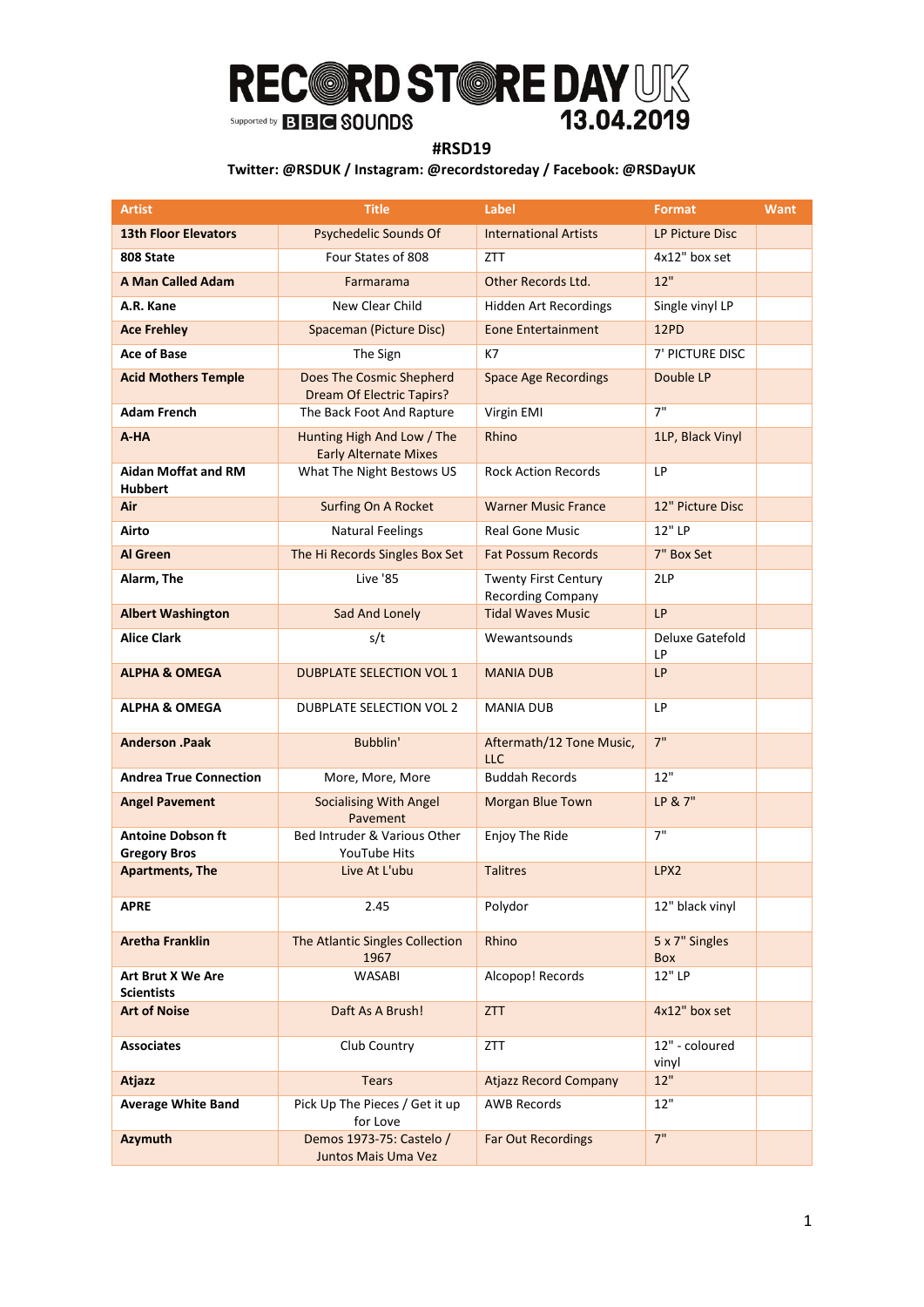# RECORD STORE DAY UK 13.04.2019

Supported by BBC SOUNDS

**#RSD19**

**Twitter: @RSDUK / Instagram: @recordstoreday / Facebook: @RSDayUK**

| Artist | Title | Label | Format | Want |
|---|---|---|---|---|
| **13th Floor Elevators** | Psychedelic Sounds Of | International Artists | LP Picture Disc | |
| **808 State** | Four States of 808 | ZTT | 4x12" box set | |
| **A Man Called Adam** | Farmarama | Other Records Ltd. | 12" | |
| **A.R. Kane** | New Clear Child | Hidden Art Recordings | Single vinyl LP | |
| **Ace Frehley** | Spaceman (Picture Disc) | Eone Entertainment | 12PD | |
| **Ace of Base** | The Sign | K7 | 7' PICTURE DISC | |
| **Acid Mothers Temple** | Does The Cosmic Shepherd Dream Of Electric Tapirs? | Space Age Recordings | Double LP | |
| **Adam French** | The Back Foot And Rapture | Virgin EMI | 7" | |
| **A-HA** | Hunting High And Low / The Early Alternate Mixes | Rhino | 1LP, Black Vinyl | |
| **Aidan Moffat and RM Hubbert** | What The Night Bestows US | Rock Action Records | LP | |
| **Air** | Surfing On A Rocket | Warner Music France | 12" Picture Disc | |
| **Airto** | Natural Feelings | Real Gone Music | 12" LP | |
| **Al Green** | The Hi Records Singles Box Set | Fat Possum Records | 7" Box Set | |
| **Alarm, The** | Live '85 | Twenty First Century Recording Company | 2LP | |
| **Albert Washington** | Sad And Lonely | Tidal Waves Music | LP | |
| **Alice Clark** | s/t | Wewantsounds | Deluxe Gatefold LP | |
| **ALPHA & OMEGA** | DUBPLATE SELECTION VOL 1 | MANIA DUB | LP | |
| **ALPHA & OMEGA** | DUBPLATE SELECTION VOL 2 | MANIA DUB | LP | |
| **Anderson .Paak** | Bubblin' | Aftermath/12 Tone Music, LLC | 7" | |
| **Andrea True Connection** | More, More, More | Buddah Records | 12" | |
| **Angel Pavement** | Socialising With Angel Pavement | Morgan Blue Town | LP & 7" | |
| **Antoine Dobson ft Gregory Bros** | Bed Intruder & Various Other YouTube Hits | Enjoy The Ride | 7" | |
| **Apartments, The** | Live At L'ubu | Talitres | LPX2 | |
| **APRE** | 2.45 | Polydor | 12" black vinyl | |
| **Aretha Franklin** | The Atlantic Singles Collection 1967 | Rhino | 5 x 7" Singles Box | |
| **Art Brut X We Are Scientists** | WASABI | Alcopop! Records | 12" LP | |
| **Art of Noise** | Daft As A Brush! | ZTT | 4x12" box set | |
| **Associates** | Club Country | ZTT | 12" - coloured vinyl | |
| **Atjazz** | Tears | Atjazz Record Company | 12" | |
| **Average White Band** | Pick Up The Pieces / Get it up for Love | AWB Records | 12" | |
| **Azymuth** | Demos 1973-75: Castelo / Juntos Mais Uma Vez | Far Out Recordings | 7" | |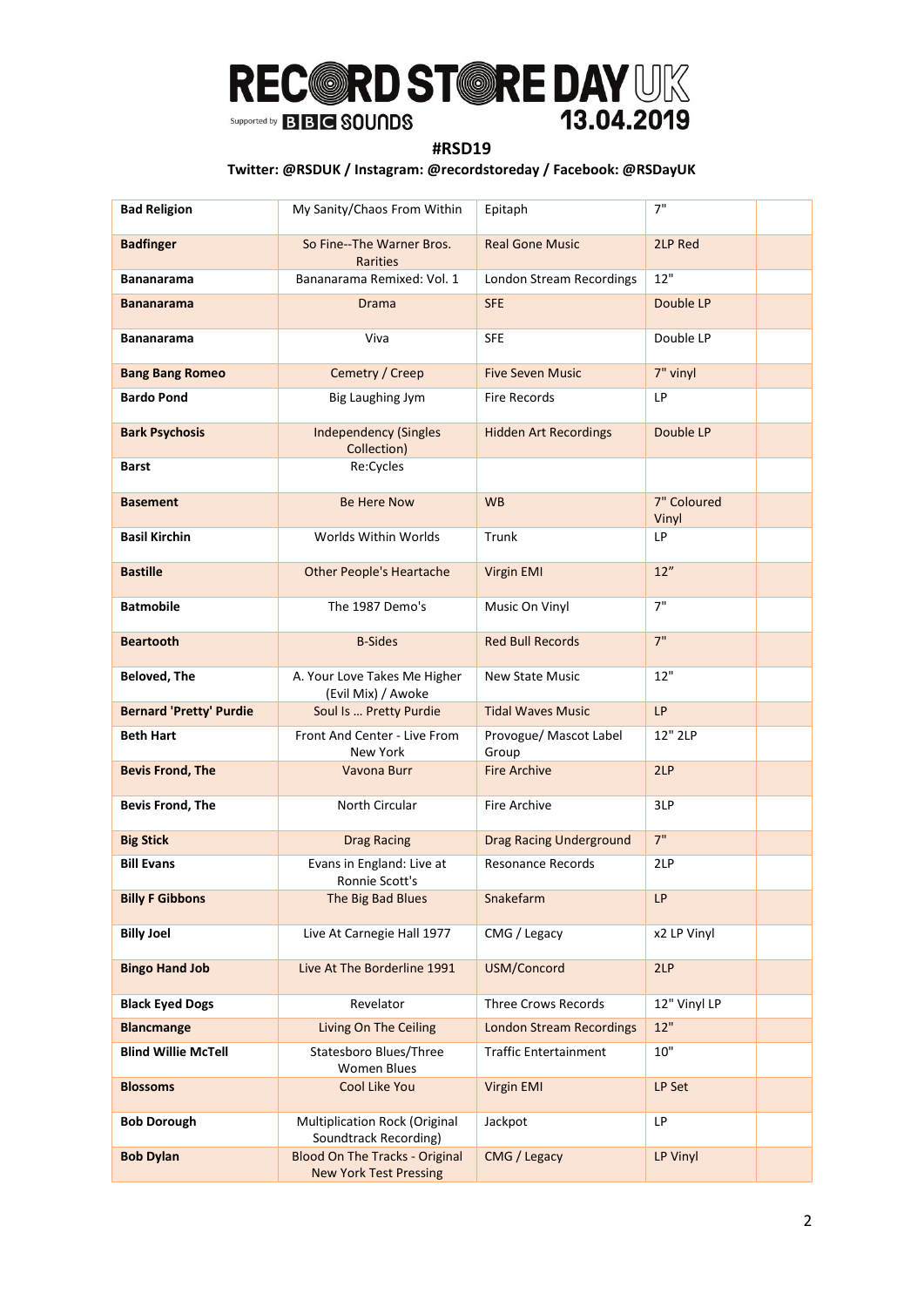# RECORD STORE DAY UK 13.04.2019

Supported by BBC SOUNDS

**#RSD19**

**Twitter: @RSDUK / Instagram: @recordstoreday / Facebook: @RSDayUK**

| | | | | |
|---|---|---|---|---|
| **Bad Religion** | My Sanity/Chaos From Within | Epitaph | 7" | |
| **Badfinger** | So Fine--The Warner Bros. Rarities | Real Gone Music | 2LP Red | |
| **Bananarama** | Bananarama Remixed: Vol. 1 | London Stream Recordings | 12" | |
| **Bananarama** | Drama | SFE | Double LP | |
| **Bananarama** | Viva | SFE | Double LP | |
| **Bang Bang Romeo** | Cemetry / Creep | Five Seven Music | 7" vinyl | |
| **Bardo Pond** | Big Laughing Jym | Fire Records | LP | |
| **Bark Psychosis** | Independency (Singles Collection) | Hidden Art Recordings | Double LP | |
| **Barst** | Re:Cycles | | | |
| **Basement** | Be Here Now | WB | 7" Coloured Vinyl | |
| **Basil Kirchin** | Worlds Within Worlds | Trunk | LP | |
| **Bastille** | Other People's Heartache | Virgin EMI | 12" | |
| **Batmobile** | The 1987 Demo's | Music On Vinyl | 7" | |
| **Beartooth** | B-Sides | Red Bull Records | 7" | |
| **Beloved, The** | A. Your Love Takes Me Higher (Evil Mix) / Awoke | New State Music | 12" | |
| **Bernard 'Pretty' Purdie** | Soul Is … Pretty Purdie | Tidal Waves Music | LP | |
| **Beth Hart** | Front And Center - Live From New York | Provogue/ Mascot Label Group | 12" 2LP | |
| **Bevis Frond, The** | Vavona Burr | Fire Archive | 2LP | |
| **Bevis Frond, The** | North Circular | Fire Archive | 3LP | |
| **Big Stick** | Drag Racing | Drag Racing Underground | 7" | |
| **Bill Evans** | Evans in England: Live at Ronnie Scott's | Resonance Records | 2LP | |
| **Billy F Gibbons** | The Big Bad Blues | Snakefarm | LP | |
| **Billy Joel** | Live At Carnegie Hall 1977 | CMG / Legacy | x2 LP Vinyl | |
| **Bingo Hand Job** | Live At The Borderline 1991 | USM/Concord | 2LP | |
| **Black Eyed Dogs** | Revelator | Three Crows Records | 12" Vinyl LP | |
| **Blancmange** | Living On The Ceiling | London Stream Recordings | 12" | |
| **Blind Willie McTell** | Statesboro Blues/Three Women Blues | Traffic Entertainment | 10" | |
| **Blossoms** | Cool Like You | Virgin EMI | LP Set | |
| **Bob Dorough** | Multiplication Rock (Original Soundtrack Recording) | Jackpot | LP | |
| **Bob Dylan** | Blood On The Tracks - Original New York Test Pressing | CMG / Legacy | LP Vinyl | |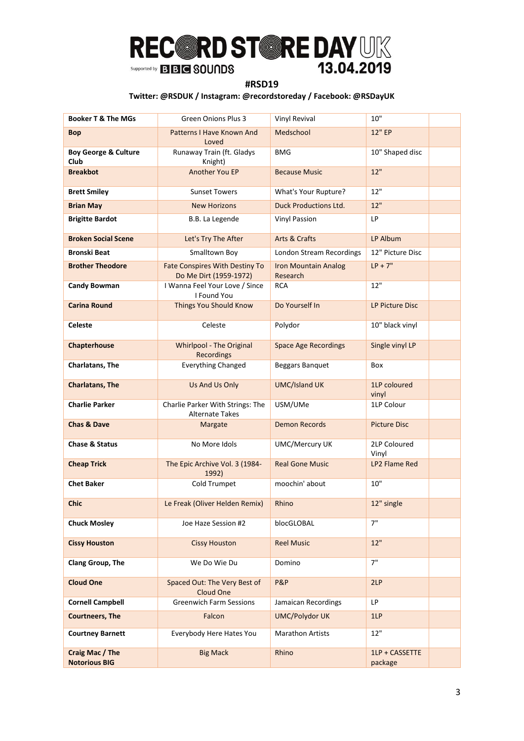RECORD STORE DAY UK

Supported by BBC SOUNDS

13.04.2019

**#RSD19**

**Twitter: @RSDUK / Instagram: @recordstoreday / Facebook: @RSDayUK**

| | | | | |
|---|---|---|---|---|
| **Booker T & The MGs** | Green Onions Plus 3 | Vinyl Revival | 10" | |
| **Bop** | Patterns I Have Known And Loved | Medschool | 12" EP | |
| **Boy George & Culture Club** | Runaway Train (ft. Gladys Knight) | BMG | 10" Shaped disc | |
| **Breakbot** | Another You EP | Because Music | 12" | |
| **Brett Smiley** | Sunset Towers | What's Your Rupture? | 12" | |
| **Brian May** | New Horizons | Duck Productions Ltd. | 12" | |
| **Brigitte Bardot** | B.B. La Legende | Vinyl Passion | LP | |
| **Broken Social Scene** | Let's Try The After | Arts & Crafts | LP Album | |
| **Bronski Beat** | Smalltown Boy | London Stream Recordings | 12" Picture Disc | |
| **Brother Theodore** | Fate Conspires With Destiny To Do Me Dirt (1959-1972) | Iron Mountain Analog Research | LP + 7" | |
| **Candy Bowman** | I Wanna Feel Your Love / Since I Found You | RCA | 12" | |
| **Carina Round** | Things You Should Know | Do Yourself In | LP Picture Disc | |
| **Celeste** | Celeste | Polydor | 10" black vinyl | |
| **Chapterhouse** | Whirlpool - The Original Recordings | Space Age Recordings | Single vinyl LP | |
| **Charlatans, The** | Everything Changed | Beggars Banquet | Box | |
| **Charlatans, The** | Us And Us Only | UMC/Island UK | 1LP coloured vinyl | |
| **Charlie Parker** | Charlie Parker With Strings: The Alternate Takes | USM/UMe | 1LP Colour | |
| **Chas & Dave** | Margate | Demon Records | Picture Disc | |
| **Chase & Status** | No More Idols | UMC/Mercury UK | 2LP Coloured Vinyl | |
| **Cheap Trick** | The Epic Archive Vol. 3 (1984-1992) | Real Gone Music | LP2 Flame Red | |
| **Chet Baker** | Cold Trumpet | moochin' about | 10" | |
| **Chic** | Le Freak (Oliver Helden Remix) | Rhino | 12" single | |
| **Chuck Mosley** | Joe Haze Session #2 | blocGLOBAL | 7" | |
| **Cissy Houston** | Cissy Houston | Reel Music | 12" | |
| **Clang Group, The** | We Do Wie Du | Domino | 7" | |
| **Cloud One** | Spaced Out: The Very Best of Cloud One | P&P | 2LP | |
| **Cornell Campbell** | Greenwich Farm Sessions | Jamaican Recordings | LP | |
| **Courtneers, The** | Falcon | UMC/Polydor UK | 1LP | |
| **Courtney Barnett** | Everybody Here Hates You | Marathon Artists | 12" | |
| **Craig Mac / The Notorious BIG** | Big Mack | Rhino | 1LP + CASSETTE package | |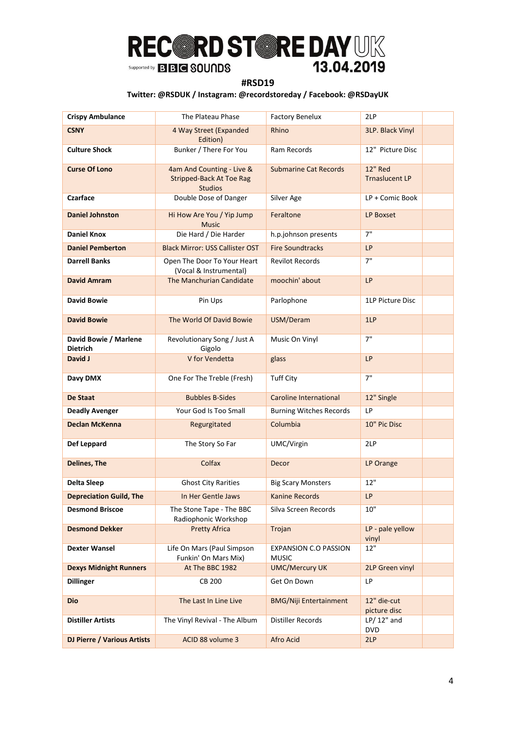# RECORD STORE DAY UK

Supported by BBC SOUNDS

13.04.2019

**#RSD19**

**Twitter: @RSDUK / Instagram: @recordstoreday / Facebook: @RSDayUK**

| | | | | |
|---|---|---|---|---|
| **Crispy Ambulance** | The Plateau Phase | Factory Benelux | 2LP | |
| **CSNY** | 4 Way Street (Expanded Edition) | Rhino | 3LP. Black Vinyl | |
| **Culture Shock** | Bunker / There For You | Ram Records | 12" Picture Disc | |
| **Curse Of Lono** | 4am And Counting - Live & Stripped-Back At Toe Rag Studios | Submarine Cat Records | 12" Red Trnaslucent LP | |
| **Czarface** | Double Dose of Danger | Silver Age | LP + Comic Book | |
| **Daniel Johnston** | Hi How Are You / Yip Jump Music | Feraltone | LP Boxset | |
| **Daniel Knox** | Die Hard / Die Harder | h.p.johnson presents | 7" | |
| **Daniel Pemberton** | Black Mirror: USS Callister OST | Fire Soundtracks | LP | |
| **Darrell Banks** | Open The Door To Your Heart (Vocal & Instrumental) | Revilot Records | 7" | |
| **David Amram** | The Manchurian Candidate | moochin' about | LP | |
| **David Bowie** | Pin Ups | Parlophone | 1LP Picture Disc | |
| **David Bowie** | The World Of David Bowie | USM/Deram | 1LP | |
| **David Bowie / Marlene Dietrich** | Revolutionary Song / Just A Gigolo | Music On Vinyl | 7" | |
| **David J** | V for Vendetta | glass | LP | |
| **Davy DMX** | One For The Treble (Fresh) | Tuff City | 7" | |
| **De Staat** | Bubbles B-Sides | Caroline International | 12" Single | |
| **Deadly Avenger** | Your God Is Too Small | Burning Witches Records | LP | |
| **Declan McKenna** | Regurgitated | Columbia | 10" Pic Disc | |
| **Def Leppard** | The Story So Far | UMC/Virgin | 2LP | |
| **Delines, The** | Colfax | Decor | LP Orange | |
| **Delta Sleep** | Ghost City Rarities | Big Scary Monsters | 12" | |
| **Depreciation Guild, The** | In Her Gentle Jaws | Kanine Records | LP | |
| **Desmond Briscoe** | The Stone Tape - The BBC Radiophonic Workshop | Silva Screen Records | 10" | |
| **Desmond Dekker** | Pretty Africa | Trojan | LP - pale yellow vinyl | |
| **Dexter Wansel** | Life On Mars (Paul Simpson Funkin' On Mars Mix) | EXPANSION C.O PASSION MUSIC | 12" | |
| **Dexys Midnight Runners** | At The BBC 1982 | UMC/Mercury UK | 2LP Green vinyl | |
| **Dillinger** | CB 200 | Get On Down | LP | |
| **Dio** | The Last In Line Live | BMG/Niji Entertainment | 12" die-cut picture disc | |
| **Distiller Artists** | The Vinyl Revival - The Album | Distiller Records | LP/ 12" and DVD | |
| **DJ Pierre / Various Artists** | ACID 88 volume 3 | Afro Acid | 2LP | |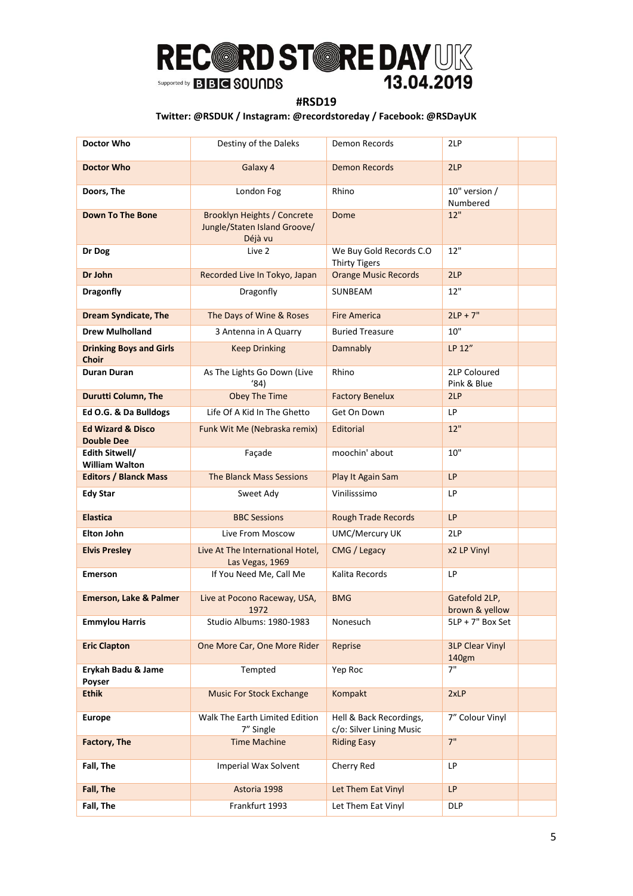RECORD STORE DAY UK 13.04.2019

Supported by BBC SOUNDS

**#RSD19**

**Twitter: @RSDUK / Instagram: @recordstoreday / Facebook: @RSDayUK**

| | | | | |
|---|---|---|---|---|
| **Doctor Who** | Destiny of the Daleks | Demon Records | 2LP | |
| **Doctor Who** | Galaxy 4 | Demon Records | 2LP | |
| **Doors, The** | London Fog | Rhino | 10" version / Numbered | |
| **Down To The Bone** | Brooklyn Heights / Concrete Jungle/Staten Island Groove/ Déjà vu | Dome | 12" | |
| **Dr Dog** | Live 2 | We Buy Gold Records C.O Thirty Tigers | 12" | |
| **Dr John** | Recorded Live In Tokyo, Japan | Orange Music Records | 2LP | |
| **Dragonfly** | Dragonfly | SUNBEAM | 12" | |
| **Dream Syndicate, The** | The Days of Wine & Roses | Fire America | 2LP + 7" | |
| **Drew Mulholland** | 3 Antenna in A Quarry | Buried Treasure | 10" | |
| **Drinking Boys and Girls Choir** | Keep Drinking | Damnably | LP 12” | |
| **Duran Duran** | As The Lights Go Down (Live ‘84) | Rhino | 2LP Coloured Pink & Blue | |
| **Durutti Column, The** | Obey The Time | Factory Benelux | 2LP | |
| **Ed O.G. & Da Bulldogs** | Life Of A Kid In The Ghetto | Get On Down | LP | |
| **Ed Wizard & Disco Double Dee** | Funk Wit Me (Nebraska remix) | Editorial | 12" | |
| **Edith Sitwell/ William Walton** | Façade | moochin' about | 10" | |
| **Editors / Blanck Mass** | The Blanck Mass Sessions | Play It Again Sam | LP | |
| **Edy Star** | Sweet Ady | Vinilisssimo | LP | |
| **Elastica** | BBC Sessions | Rough Trade Records | LP | |
| **Elton John** | Live From Moscow | UMC/Mercury UK | 2LP | |
| **Elvis Presley** | Live At The International Hotel, Las Vegas, 1969 | CMG / Legacy | x2 LP Vinyl | |
| **Emerson** | If You Need Me, Call Me | Kalita Records | LP | |
| **Emerson, Lake & Palmer** | Live at Pocono Raceway, USA, 1972 | BMG | Gatefold 2LP, brown & yellow | |
| **Emmylou Harris** | Studio Albums: 1980-1983 | Nonesuch | 5LP + 7" Box Set | |
| **Eric Clapton** | One More Car, One More Rider | Reprise | 3LP Clear Vinyl 140gm | |
| **Erykah Badu & Jame Poyser** | Tempted | Yep Roc | 7" | |
| **Ethik** | Music For Stock Exchange | Kompakt | 2xLP | |
| **Europe** | Walk The Earth Limited Edition 7” Single | Hell & Back Recordings, c/o: Silver Lining Music | 7” Colour Vinyl | |
| **Factory, The** | Time Machine | Riding Easy | 7" | |
| **Fall, The** | Imperial Wax Solvent | Cherry Red | LP | |
| **Fall, The** | Astoria 1998 | Let Them Eat Vinyl | LP | |
| **Fall, The** | Frankfurt 1993 | Let Them Eat Vinyl | DLP | |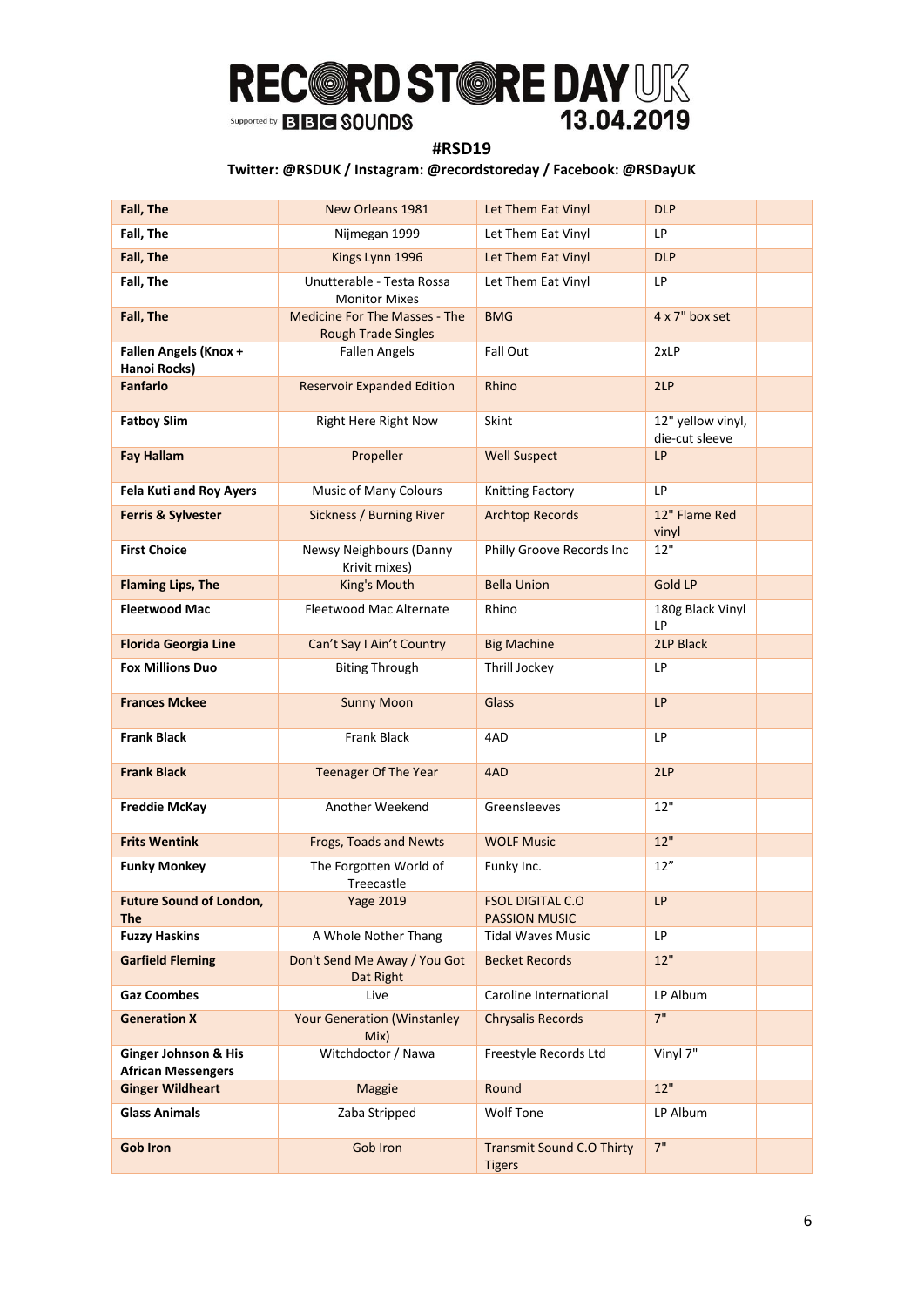# RECORD STORE DAY UK

Supported by BBC SOUNDS

13.04.2019

**#RSD19**

**Twitter: @RSDUK / Instagram: @recordstoreday / Facebook: @RSDayUK**

| | | | | |
|---|---|---|---|---|
| **Fall, The** | New Orleans 1981 | Let Them Eat Vinyl | DLP | |
| **Fall, The** | Nijmegan 1999 | Let Them Eat Vinyl | LP | |
| **Fall, The** | Kings Lynn 1996 | Let Them Eat Vinyl | DLP | |
| **Fall, The** | Unutterable - Testa Rossa Monitor Mixes | Let Them Eat Vinyl | LP | |
| **Fall, The** | Medicine For The Masses - The Rough Trade Singles | BMG | 4 x 7" box set | |
| **Fallen Angels (Knox + Hanoi Rocks)** | Fallen Angels | Fall Out | 2xLP | |
| **Fanfarlo** | Reservoir Expanded Edition | Rhino | 2LP | |
| **Fatboy Slim** | Right Here Right Now | Skint | 12" yellow vinyl, die-cut sleeve | |
| **Fay Hallam** | Propeller | Well Suspect | LP | |
| **Fela Kuti and Roy Ayers** | Music of Many Colours | Knitting Factory | LP | |
| **Ferris & Sylvester** | Sickness / Burning River | Archtop Records | 12" Flame Red vinyl | |
| **First Choice** | Newsy Neighbours (Danny Krivit mixes) | Philly Groove Records Inc | 12" | |
| **Flaming Lips, The** | King's Mouth | Bella Union | Gold LP | |
| **Fleetwood Mac** | Fleetwood Mac Alternate | Rhino | 180g Black Vinyl LP | |
| **Florida Georgia Line** | Can't Say I Ain't Country | Big Machine | 2LP Black | |
| **Fox Millions Duo** | Biting Through | Thrill Jockey | LP | |
| **Frances Mckee** | Sunny Moon | Glass | LP | |
| **Frank Black** | Frank Black | 4AD | LP | |
| **Frank Black** | Teenager Of The Year | 4AD | 2LP | |
| **Freddie McKay** | Another Weekend | Greensleeves | 12" | |
| **Frits Wentink** | Frogs, Toads and Newts | WOLF Music | 12" | |
| **Funky Monkey** | The Forgotten World of Treecastle | Funky Inc. | 12” | |
| **Future Sound of London, The** | Yage 2019 | FSOL DIGITAL C.O PASSION MUSIC | LP | |
| **Fuzzy Haskins** | A Whole Nother Thang | Tidal Waves Music | LP | |
| **Garfield Fleming** | Don't Send Me Away / You Got Dat Right | Becket Records | 12" | |
| **Gaz Coombes** | Live | Caroline International | LP Album | |
| **Generation X** | Your Generation (Winstanley Mix) | Chrysalis Records | 7" | |
| **Ginger Johnson & His African Messengers** | Witchdoctor / Nawa | Freestyle Records Ltd | Vinyl 7" | |
| **Ginger Wildheart** | Maggie | Round | 12" | |
| **Glass Animals** | Zaba Stripped | Wolf Tone | LP Album | |
| **Gob Iron** | Gob Iron | Transmit Sound C.O Thirty Tigers | 7" | |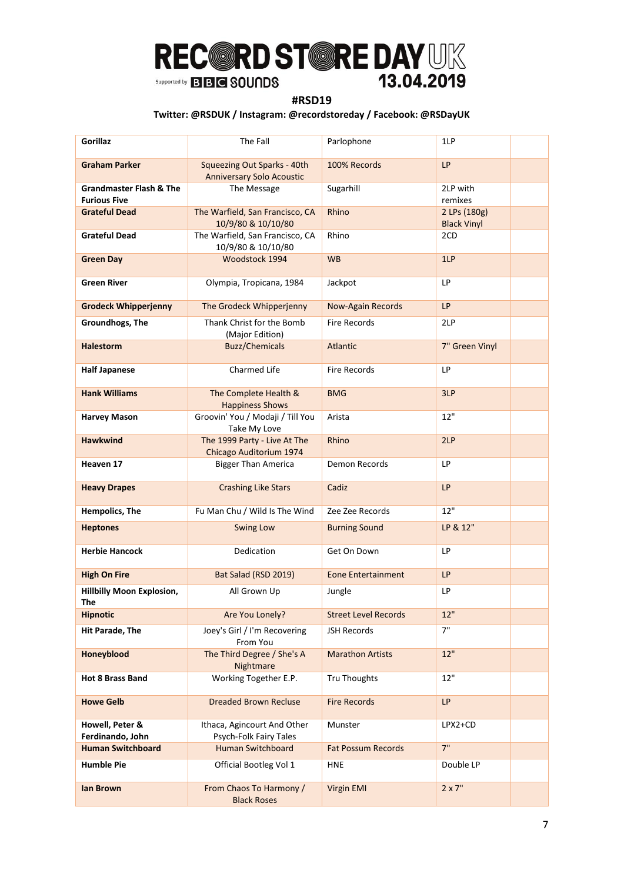# RECORD STORE DAY UK 13.04.2019

Supported by BBC SOUNDS

**#RSD19**

**Twitter: @RSDUK / Instagram: @recordstoreday / Facebook: @RSDayUK**

| | | | | |
|---|---|---|---|---|
| **Gorillaz** | The Fall | Parlophone | 1LP | |
| **Graham Parker** | Squeezing Out Sparks - 40th Anniversary Solo Acoustic | 100% Records | LP | |
| **Grandmaster Flash & The Furious Five** | The Message | Sugarhill | 2LP with remixes | |
| **Grateful Dead** | The Warfield, San Francisco, CA 10/9/80 & 10/10/80 | Rhino | 2 LPs (180g) Black Vinyl | |
| **Grateful Dead** | The Warfield, San Francisco, CA 10/9/80 & 10/10/80 | Rhino | 2CD | |
| **Green Day** | Woodstock 1994 | WB | 1LP | |
| **Green River** | Olympia, Tropicana, 1984 | Jackpot | LP | |
| **Grodeck Whipperjenny** | The Grodeck Whipperjenny | Now-Again Records | LP | |
| **Groundhogs, The** | Thank Christ for the Bomb (Major Edition) | Fire Records | 2LP | |
| **Halestorm** | Buzz/Chemicals | Atlantic | 7" Green Vinyl | |
| **Half Japanese** | Charmed Life | Fire Records | LP | |
| **Hank Williams** | The Complete Health & Happiness Shows | BMG | 3LP | |
| **Harvey Mason** | Groovin' You / Modaji / Till You Take My Love | Arista | 12" | |
| **Hawkwind** | The 1999 Party - Live At The Chicago Auditorium 1974 | Rhino | 2LP | |
| **Heaven 17** | Bigger Than America | Demon Records | LP | |
| **Heavy Drapes** | Crashing Like Stars | Cadiz | LP | |
| **Hempolics, The** | Fu Man Chu / Wild Is The Wind | Zee Zee Records | 12" | |
| **Heptones** | Swing Low | Burning Sound | LP & 12" | |
| **Herbie Hancock** | Dedication | Get On Down | LP | |
| **High On Fire** | Bat Salad (RSD 2019) | Eone Entertainment | LP | |
| **Hillbilly Moon Explosion, The** | All Grown Up | Jungle | LP | |
| **Hipnotic** | Are You Lonely? | Street Level Records | 12" | |
| **Hit Parade, The** | Joey's Girl / I'm Recovering From You | JSH Records | 7" | |
| **Honeyblood** | The Third Degree / She's A Nightmare | Marathon Artists | 12" | |
| **Hot 8 Brass Band** | Working Together E.P. | Tru Thoughts | 12" | |
| **Howe Gelb** | Dreaded Brown Recluse | Fire Records | LP | |
| **Howell, Peter & Ferdinando, John** | Ithaca, Agincourt And Other Psych-Folk Fairy Tales | Munster | LPX2+CD | |
| **Human Switchboard** | Human Switchboard | Fat Possum Records | 7" | |
| **Humble Pie** | Official Bootleg Vol 1 | HNE | Double LP | |
| **Ian Brown** | From Chaos To Harmony / Black Roses | Virgin EMI | 2 x 7" | |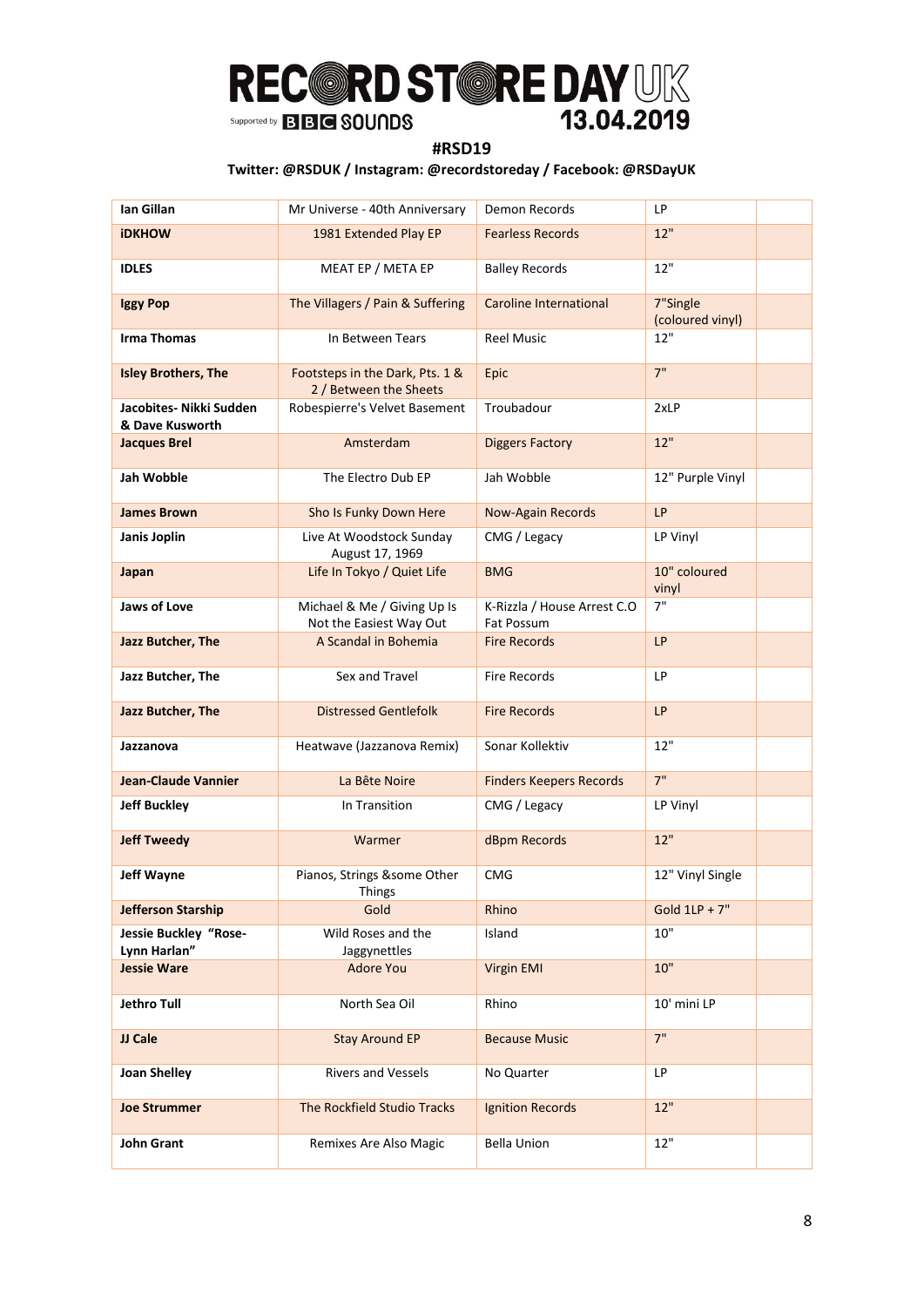# RECORD STORE DAY UK 13.04.2019

Supported by BBC SOUNDS

**#RSD19**

**Twitter: @RSDUK / Instagram: @recordstoreday / Facebook: @RSDayUK**

| | | | | |
|---|---|---|---|---|
| **Ian Gillan** | Mr Universe - 40th Anniversary | Demon Records | LP | |
| **iDKHOW** | 1981 Extended Play EP | Fearless Records | 12" | |
| **IDLES** | MEAT EP / META EP | Balley Records | 12" | |
| **Iggy Pop** | The Villagers / Pain & Suffering | Caroline International | 7"Single (coloured vinyl) | |
| **Irma Thomas** | In Between Tears | Reel Music | 12" | |
| **Isley Brothers, The** | Footsteps in the Dark, Pts. 1 & 2 / Between the Sheets | Epic | 7" | |
| **Jacobites- Nikki Sudden & Dave Kusworth** | Robespierre's Velvet Basement | Troubadour | 2xLP | |
| **Jacques Brel** | Amsterdam | Diggers Factory | 12" | |
| **Jah Wobble** | The Electro Dub EP | Jah Wobble | 12" Purple Vinyl | |
| **James Brown** | Sho Is Funky Down Here | Now-Again Records | LP | |
| **Janis Joplin** | Live At Woodstock Sunday August 17, 1969 | CMG / Legacy | LP Vinyl | |
| **Japan** | Life In Tokyo / Quiet Life | BMG | 10" coloured vinyl | |
| **Jaws of Love** | Michael & Me / Giving Up Is Not the Easiest Way Out | K-Rizzla / House Arrest C.O Fat Possum | 7" | |
| **Jazz Butcher, The** | A Scandal in Bohemia | Fire Records | LP | |
| **Jazz Butcher, The** | Sex and Travel | Fire Records | LP | |
| **Jazz Butcher, The** | Distressed Gentlefolk | Fire Records | LP | |
| **Jazzanova** | Heatwave (Jazzanova Remix) | Sonar Kollektiv | 12" | |
| **Jean-Claude Vannier** | La Bête Noire | Finders Keepers Records | 7" | |
| **Jeff Buckley** | In Transition | CMG / Legacy | LP Vinyl | |
| **Jeff Tweedy** | Warmer | dBpm Records | 12" | |
| **Jeff Wayne** | Pianos, Strings &some Other Things | CMG | 12" Vinyl Single | |
| **Jefferson Starship** | Gold | Rhino | Gold 1LP + 7" | |
| **Jessie Buckley "Rose-Lynn Harlan"** | Wild Roses and the Jaggynettles | Island | 10" | |
| **Jessie Ware** | Adore You | Virgin EMI | 10" | |
| **Jethro Tull** | North Sea Oil | Rhino | 10' mini LP | |
| **JJ Cale** | Stay Around EP | Because Music | 7" | |
| **Joan Shelley** | Rivers and Vessels | No Quarter | LP | |
| **Joe Strummer** | The Rockfield Studio Tracks | Ignition Records | 12" | |
| **John Grant** | Remixes Are Also Magic | Bella Union | 12" | |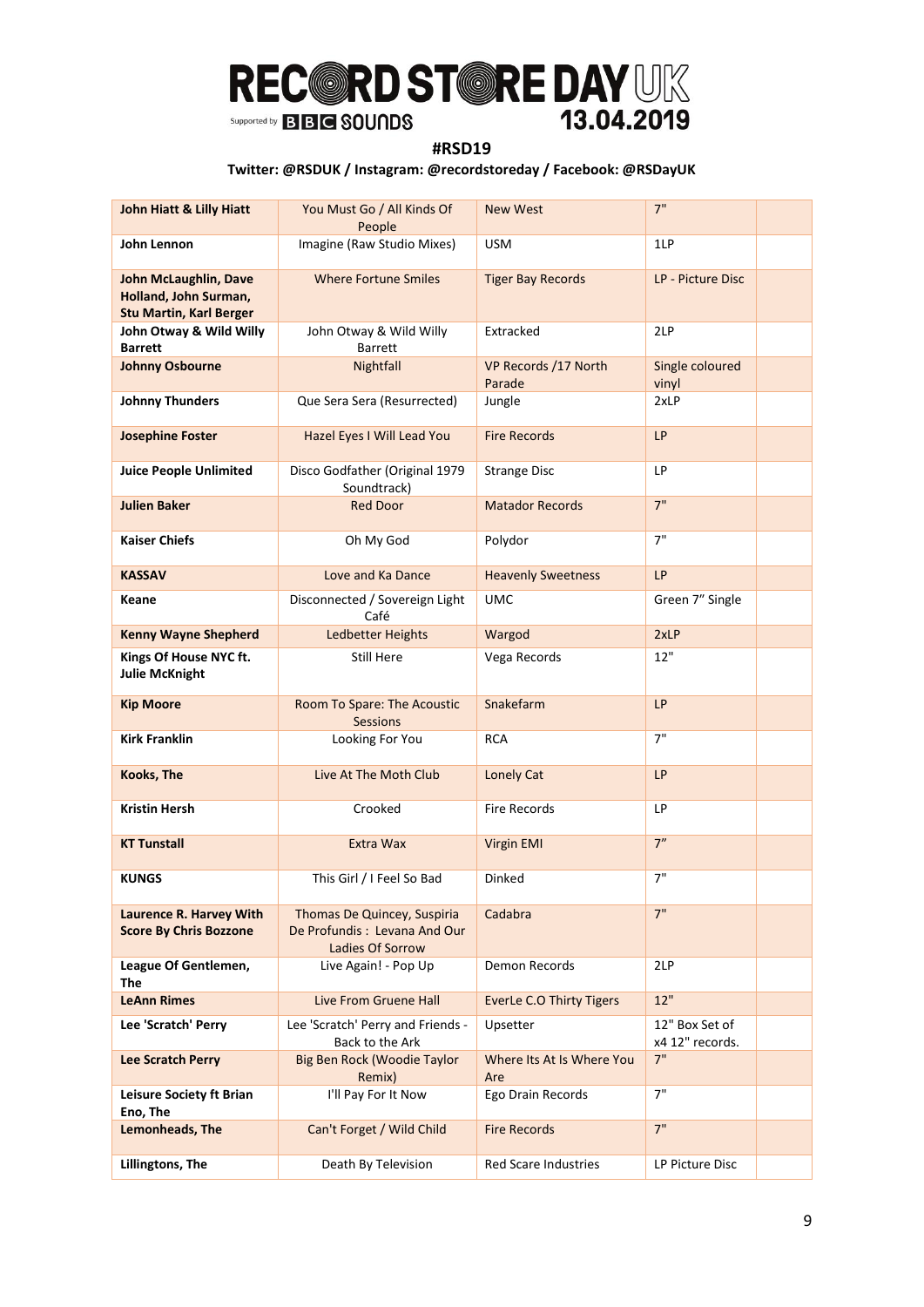# RECORD STORE DAY UK 13.04.2019

Supported by BBC SOUNDS

**#RSD19**

**Twitter: @RSDUK / Instagram: @recordstoreday / Facebook: @RSDayUK**

| | | | | |
|---|---|---|---|---|
| **John Hiatt & Lilly Hiatt** | You Must Go / All Kinds Of People | New West | 7" | |
| **John Lennon** | Imagine (Raw Studio Mixes) | USM | 1LP | |
| **John McLaughlin, Dave Holland, John Surman, Stu Martin, Karl Berger** | Where Fortune Smiles | Tiger Bay Records | LP - Picture Disc | |
| **John Otway & Wild Willy Barrett** | John Otway & Wild Willy Barrett | Extracked | 2LP | |
| **Johnny Osbourne** | Nightfall | VP Records /17 North Parade | Single coloured vinyl | |
| **Johnny Thunders** | Que Sera Sera (Resurrected) | Jungle | 2xLP | |
| **Josephine Foster** | Hazel Eyes I Will Lead You | Fire Records | LP | |
| **Juice People Unlimited** | Disco Godfather (Original 1979 Soundtrack) | Strange Disc | LP | |
| **Julien Baker** | Red Door | Matador Records | 7" | |
| **Kaiser Chiefs** | Oh My God | Polydor | 7" | |
| **KASSAV** | Love and Ka Dance | Heavenly Sweetness | LP | |
| **Keane** | Disconnected / Sovereign Light Café | UMC | Green 7" Single | |
| **Kenny Wayne Shepherd** | Ledbetter Heights | Wargod | 2xLP | |
| **Kings Of House NYC ft. Julie McKnight** | Still Here | Vega Records | 12" | |
| **Kip Moore** | Room To Spare: The Acoustic Sessions | Snakefarm | LP | |
| **Kirk Franklin** | Looking For You | RCA | 7" | |
| **Kooks, The** | Live At The Moth Club | Lonely Cat | LP | |
| **Kristin Hersh** | Crooked | Fire Records | LP | |
| **KT Tunstall** | Extra Wax | Virgin EMI | 7" | |
| **KUNGS** | This Girl / I Feel So Bad | Dinked | 7" | |
| **Laurence R. Harvey With Score By Chris Bozzone** | Thomas De Quincey, Suspiria De Profundis : Levana And Our Ladies Of Sorrow | Cadabra | 7" | |
| **League Of Gentlemen, The** | Live Again! - Pop Up | Demon Records | 2LP | |
| **LeAnn Rimes** | Live From Gruene Hall | EverLe C.O Thirty Tigers | 12" | |
| **Lee 'Scratch' Perry** | Lee 'Scratch' Perry and Friends - Back to the Ark | Upsetter | 12" Box Set of x4 12" records. | |
| **Lee Scratch Perry** | Big Ben Rock (Woodie Taylor Remix) | Where Its At Is Where You Are | 7" | |
| **Leisure Society ft Brian Eno, The** | I'll Pay For It Now | Ego Drain Records | 7" | |
| **Lemonheads, The** | Can't Forget / Wild Child | Fire Records | 7" | |
| **Lillingtons, The** | Death By Television | Red Scare Industries | LP Picture Disc | |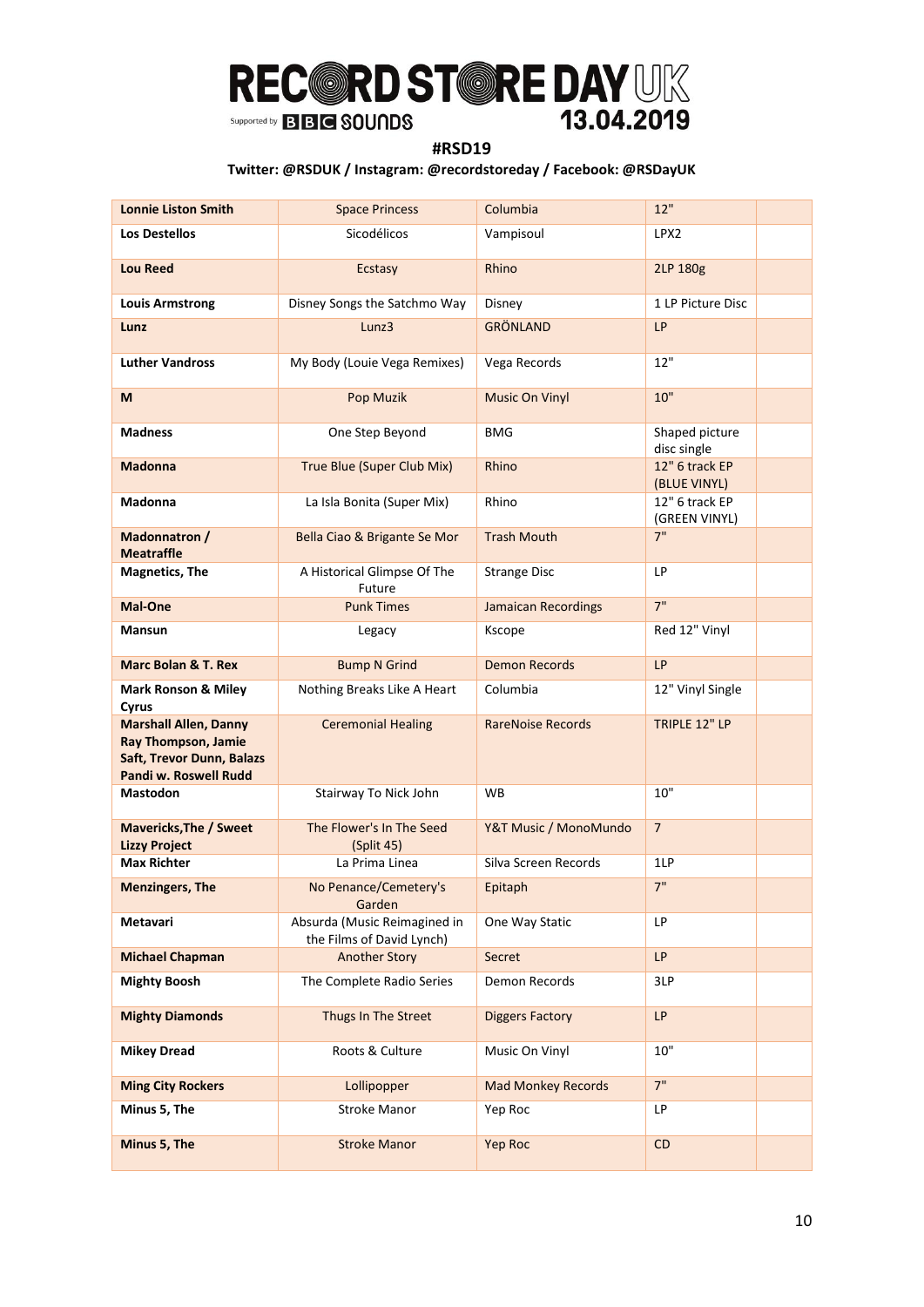# RECORD STORE DAY UK 13.04.2019

Supported by BBC SOUNDS

**#RSD19**

**Twitter: @RSDUK / Instagram: @recordstoreday / Facebook: @RSDayUK**

| | | | | |
|---|---|---|---|---|
| **Lonnie Liston Smith** | Space Princess | Columbia | 12" | |
| **Los Destellos** | Sicodélicos | Vampisoul | LPX2 | |
| **Lou Reed** | Ecstasy | Rhino | 2LP 180g | |
| **Louis Armstrong** | Disney Songs the Satchmo Way | Disney | 1 LP Picture Disc | |
| **Lunz** | Lunz3 | GRÖNLAND | LP | |
| **Luther Vandross** | My Body (Louie Vega Remixes) | Vega Records | 12" | |
| **M** | Pop Muzik | Music On Vinyl | 10" | |
| **Madness** | One Step Beyond | BMG | Shaped picture disc single | |
| **Madonna** | True Blue (Super Club Mix) | Rhino | 12" 6 track EP (BLUE VINYL) | |
| **Madonna** | La Isla Bonita (Super Mix) | Rhino | 12" 6 track EP (GREEN VINYL) | |
| **Madonnatron / Meatraffle** | Bella Ciao & Brigante Se Mor | Trash Mouth | 7" | |
| **Magnetics, The** | A Historical Glimpse Of The Future | Strange Disc | LP | |
| **Mal-One** | Punk Times | Jamaican Recordings | 7" | |
| **Mansun** | Legacy | Kscope | Red 12" Vinyl | |
| **Marc Bolan & T. Rex** | Bump N Grind | Demon Records | LP | |
| **Mark Ronson & Miley Cyrus** | Nothing Breaks Like A Heart | Columbia | 12" Vinyl Single | |
| **Marshall Allen, Danny Ray Thompson, Jamie Saft, Trevor Dunn, Balazs Pandi w. Roswell Rudd** | Ceremonial Healing | RareNoise Records | TRIPLE 12" LP | |
| **Mastodon** | Stairway To Nick John | WB | 10" | |
| **Mavericks,The / Sweet Lizzy Project** | The Flower's In The Seed (Split 45) | Y&T Music / MonoMundo | 7 | |
| **Max Richter** | La Prima Linea | Silva Screen Records | 1LP | |
| **Menzingers, The** | No Penance/Cemetery's Garden | Epitaph | 7" | |
| **Metavari** | Absurda (Music Reimagined in the Films of David Lynch) | One Way Static | LP | |
| **Michael Chapman** | Another Story | Secret | LP | |
| **Mighty Boosh** | The Complete Radio Series | Demon Records | 3LP | |
| **Mighty Diamonds** | Thugs In The Street | Diggers Factory | LP | |
| **Mikey Dread** | Roots & Culture | Music On Vinyl | 10" | |
| **Ming City Rockers** | Lollipopper | Mad Monkey Records | 7" | |
| **Minus 5, The** | Stroke Manor | Yep Roc | LP | |
| **Minus 5, The** | Stroke Manor | Yep Roc | CD | |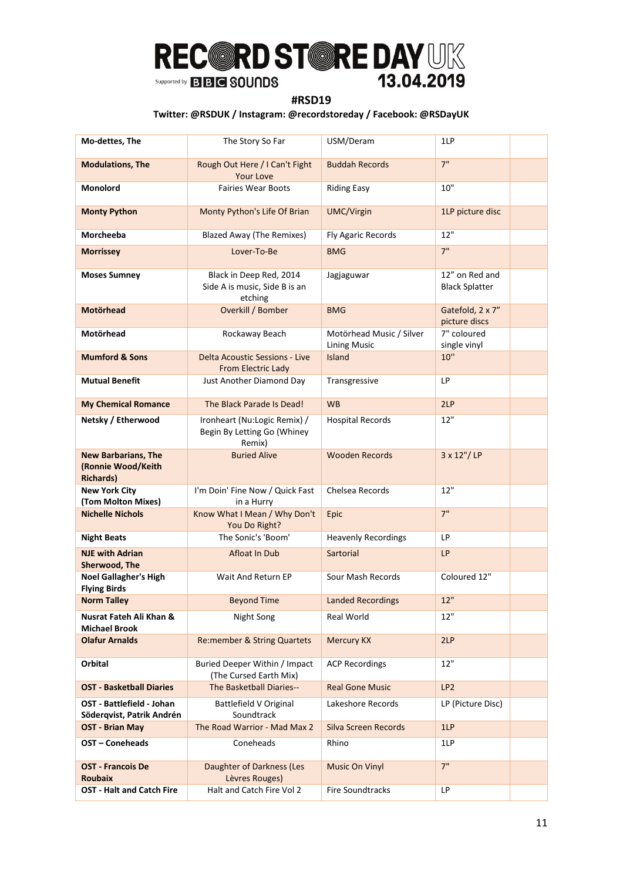# RECORD STORE DAY UK 13.04.2019

Supported by BBC SOUNDS

**#RSD19**

**Twitter: @RSDUK / Instagram: @recordstoreday / Facebook: @RSDayUK**

| | | | | |
|---|---|---|---|---|
| **Mo-dettes, The** | The Story So Far | USM/Deram | 1LP | |
| **Modulations, The** | Rough Out Here / I Can't Fight Your Love | Buddah Records | 7" | |
| **Monolord** | Fairies Wear Boots | Riding Easy | 10" | |
| **Monty Python** | Monty Python's Life Of Brian | UMC/Virgin | 1LP picture disc | |
| **Morcheeba** | Blazed Away (The Remixes) | Fly Agaric Records | 12" | |
| **Morrissey** | Lover-To-Be | BMG | 7" | |
| **Moses Sumney** | Black in Deep Red, 2014 Side A is music, Side B is an etching | Jagjaguwar | 12" on Red and Black Splatter | |
| **Motörhead** | Overkill / Bomber | BMG | Gatefold, 2 x 7" picture discs | |
| **Motörhead** | Rockaway Beach | Motörhead Music / Silver Lining Music | 7" coloured single vinyl | |
| **Mumford & Sons** | Delta Acoustic Sessions - Live From Electric Lady | Island | 10" | |
| **Mutual Benefit** | Just Another Diamond Day | Transgressive | LP | |
| **My Chemical Romance** | The Black Parade Is Dead! | WB | 2LP | |
| **Netsky / Etherwood** | Ironheart (Nu:Logic Remix) / Begin By Letting Go (Whiney Remix) | Hospital Records | 12" | |
| **New Barbarians, The (Ronnie Wood/Keith Richards)** | Buried Alive | Wooden Records | 3 x 12"/ LP | |
| **New York City (Tom Molton Mixes)** | I'm Doin' Fine Now / Quick Fast in a Hurry | Chelsea Records | 12" | |
| **Nichelle Nichols** | Know What I Mean / Why Don't You Do Right? | Epic | 7" | |
| **Night Beats** | The Sonic's 'Boom' | Heavenly Recordings | LP | |
| **NJE with Adrian Sherwood, The** | Afloat In Dub | Sartorial | LP | |
| **Noel Gallagher's High Flying Birds** | Wait And Return EP | Sour Mash Records | Coloured 12" | |
| **Norm Talley** | Beyond Time | Landed Recordings | 12" | |
| **Nusrat Fateh Ali Khan & Michael Brook** | Night Song | Real World | 12" | |
| **Olafur Arnalds** | Re:member & String Quartets | Mercury KX | 2LP | |
| **Orbital** | Buried Deeper Within / Impact (The Cursed Earth Mix) | ACP Recordings | 12" | |
| **OST - Basketball Diaries** | The Basketball Diaries-- | Real Gone Music | LP2 | |
| **OST - Battlefield - Johan Söderqvist, Patrik Andrén** | Battlefield V Original Soundtrack | Lakeshore Records | LP (Picture Disc) | |
| **OST - Brian May** | The Road Warrior - Mad Max 2 | Silva Screen Records | 1LP | |
| **OST – Coneheads** | Coneheads | Rhino | 1LP | |
| **OST - Francois De Roubaix** | Daughter of Darkness (Les Lèvres Rouges) | Music On Vinyl | 7" | |
| **OST - Halt and Catch Fire** | Halt and Catch Fire Vol 2 | Fire Soundtracks | LP | |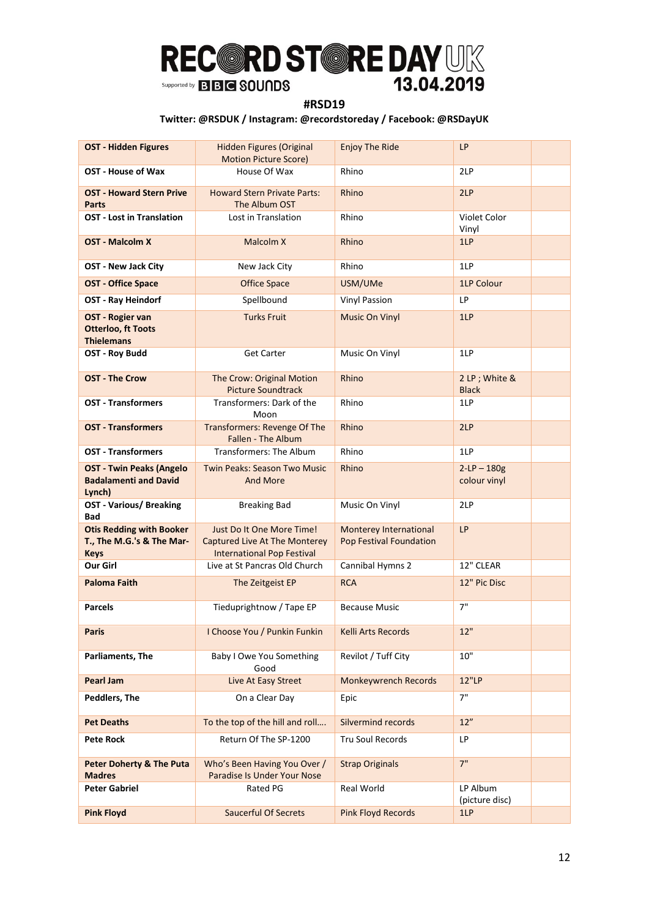# RECORD STORE DAY UK 13.04.2019

Supported by BBC SOUNDS

**#RSD19**

**Twitter: @RSDUK / Instagram: @recordstoreday / Facebook: @RSDayUK**

| | | | | |
|---|---|---|---|---|
| **OST - Hidden Figures** | Hidden Figures (Original Motion Picture Score) | Enjoy The Ride | LP | |
| **OST - House of Wax** | House Of Wax | Rhino | 2LP | |
| **OST - Howard Stern Prive Parts** | Howard Stern Private Parts: The Album OST | Rhino | 2LP | |
| **OST - Lost in Translation** | Lost in Translation | Rhino | Violet Color Vinyl | |
| **OST - Malcolm X** | Malcolm X | Rhino | 1LP | |
| **OST - New Jack City** | New Jack City | Rhino | 1LP | |
| **OST - Office Space** | Office Space | USM/UMe | 1LP Colour | |
| **OST - Ray Heindorf** | Spellbound | Vinyl Passion | LP | |
| **OST - Rogier van Otterloo, ft Toots Thielemans** | Turks Fruit | Music On Vinyl | 1LP | |
| **OST - Roy Budd** | Get Carter | Music On Vinyl | 1LP | |
| **OST - The Crow** | The Crow: Original Motion Picture Soundtrack | Rhino | 2 LP ; White & Black | |
| **OST - Transformers** | Transformers: Dark of the Moon | Rhino | 1LP | |
| **OST - Transformers** | Transformers: Revenge Of The Fallen - The Album | Rhino | 2LP | |
| **OST - Transformers** | Transformers: The Album | Rhino | 1LP | |
| **OST - Twin Peaks (Angelo Badalamenti and David Lynch)** | Twin Peaks: Season Two Music And More | Rhino | 2-LP – 180g colour vinyl | |
| **OST - Various/ Breaking Bad** | Breaking Bad | Music On Vinyl | 2LP | |
| **Otis Redding with Booker T., The M.G.'s & The Mar-Keys** | Just Do It One More Time! Captured Live At The Monterey International Pop Festival | Monterey International Pop Festival Foundation | LP | |
| **Our Girl** | Live at St Pancras Old Church | Cannibal Hymns 2 | 12" CLEAR | |
| **Paloma Faith** | The Zeitgeist EP | RCA | 12" Pic Disc | |
| **Parcels** | Tieduprightnow / Tape EP | Because Music | 7" | |
| **Paris** | I Choose You / Punkin Funkin | Kelli Arts Records | 12" | |
| **Parliaments, The** | Baby I Owe You Something Good | Revilot / Tuff City | 10" | |
| **Pearl Jam** | Live At Easy Street | Monkeywrench Records | 12"LP | |
| **Peddlers, The** | On a Clear Day | Epic | 7" | |
| **Pet Deaths** | To the top of the hill and roll…. | Silvermind records | 12" | |
| **Pete Rock** | Return Of The SP-1200 | Tru Soul Records | LP | |
| **Peter Doherty & The Puta Madres** | Who's Been Having You Over / Paradise Is Under Your Nose | Strap Originals | 7" | |
| **Peter Gabriel** | Rated PG | Real World | LP Album (picture disc) | |
| **Pink Floyd** | Saucerful Of Secrets | Pink Floyd Records | 1LP | |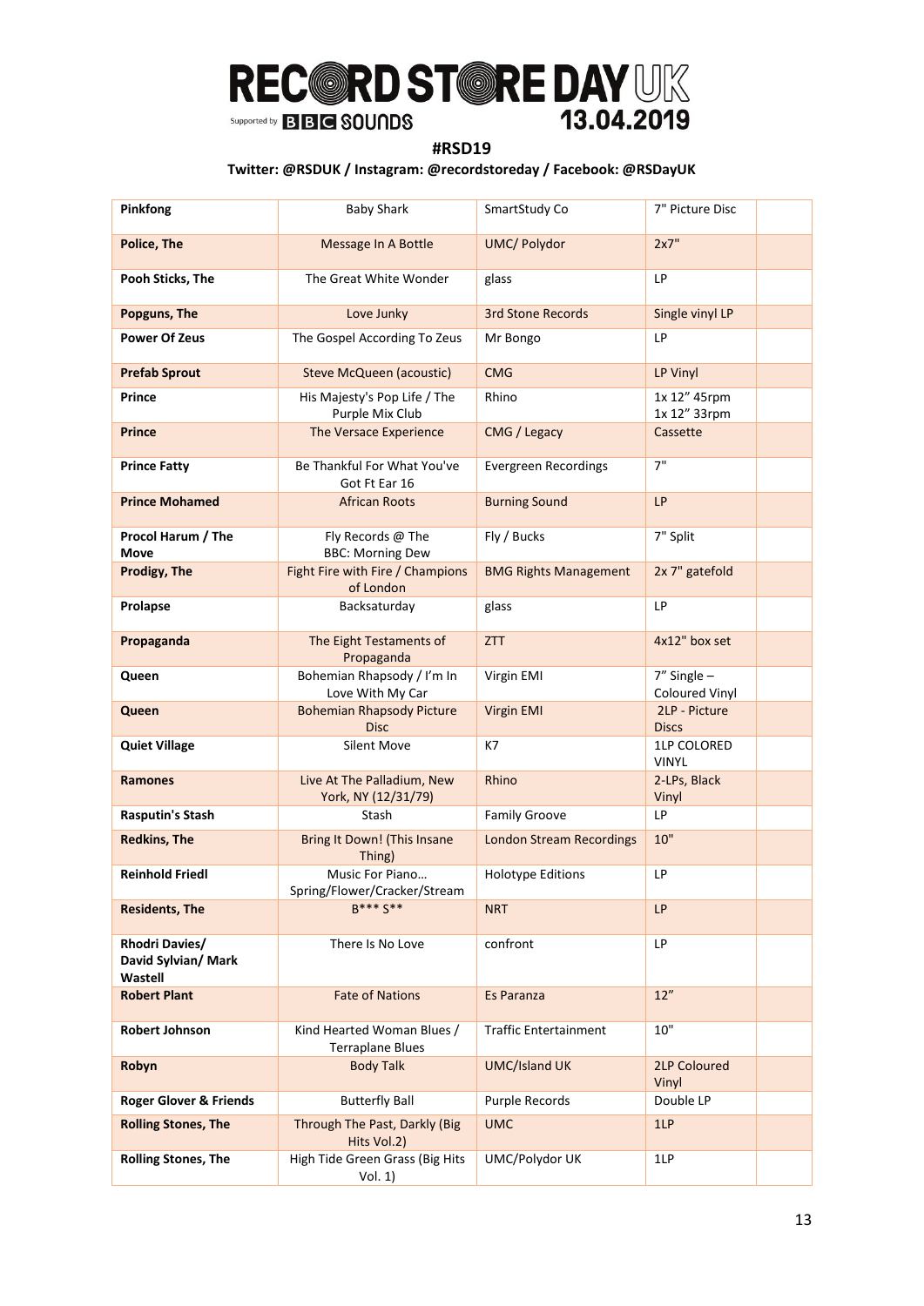# RECORD STORE DAY UK

Supported by BBC SOUNDS

13.04.2019

**#RSD19**

**Twitter: @RSDUK / Instagram: @recordstoreday / Facebook: @RSDayUK**

| | | | | |
|---|---|---|---|---|
| **Pinkfong** | Baby Shark | SmartStudy Co | 7" Picture Disc | |
| **Police, The** | Message In A Bottle | UMC/ Polydor | 2x7" | |
| **Pooh Sticks, The** | The Great White Wonder | glass | LP | |
| **Popguns, The** | Love Junky | 3rd Stone Records | Single vinyl LP | |
| **Power Of Zeus** | The Gospel According To Zeus | Mr Bongo | LP | |
| **Prefab Sprout** | Steve McQueen (acoustic) | CMG | LP Vinyl | |
| **Prince** | His Majesty's Pop Life / The Purple Mix Club | Rhino | 1x 12" 45rpm 1x 12" 33rpm | |
| **Prince** | The Versace Experience | CMG / Legacy | Cassette | |
| **Prince Fatty** | Be Thankful For What You've Got Ft Ear 16 | Evergreen Recordings | 7" | |
| **Prince Mohamed** | African Roots | Burning Sound | LP | |
| **Procol Harum / The Move** | Fly Records @ The BBC: Morning Dew | Fly / Bucks | 7" Split | |
| **Prodigy, The** | Fight Fire with Fire / Champions of London | BMG Rights Management | 2x 7" gatefold | |
| **Prolapse** | Backsaturday | glass | LP | |
| **Propaganda** | The Eight Testaments of Propaganda | ZTT | 4x12" box set | |
| **Queen** | Bohemian Rhapsody / I'm In Love With My Car | Virgin EMI | 7" Single – Coloured Vinyl | |
| **Queen** | Bohemian Rhapsody Picture Disc | Virgin EMI | 2LP - Picture Discs | |
| **Quiet Village** | Silent Move | K7 | 1LP COLORED VINYL | |
| **Ramones** | Live At The Palladium, New York, NY (12/31/79) | Rhino | 2-LPs, Black Vinyl | |
| **Rasputin's Stash** | Stash | Family Groove | LP | |
| **Redkins, The** | Bring It Down! (This Insane Thing) | London Stream Recordings | 10" | |
| **Reinhold Friedl** | Music For Piano… Spring/Flower/Cracker/Stream | Holotype Editions | LP | |
| **Residents, The** | B*** S** | NRT | LP | |
| **Rhodri Davies/ David Sylvian/ Mark Wastell** | There Is No Love | confront | LP | |
| **Robert Plant** | Fate of Nations | Es Paranza | 12" | |
| **Robert Johnson** | Kind Hearted Woman Blues / Terraplane Blues | Traffic Entertainment | 10" | |
| **Robyn** | Body Talk | UMC/Island UK | 2LP Coloured Vinyl | |
| **Roger Glover & Friends** | Butterfly Ball | Purple Records | Double LP | |
| **Rolling Stones, The** | Through The Past, Darkly (Big Hits Vol.2) | UMC | 1LP | |
| **Rolling Stones, The** | High Tide Green Grass (Big Hits Vol. 1) | UMC/Polydor UK | 1LP | |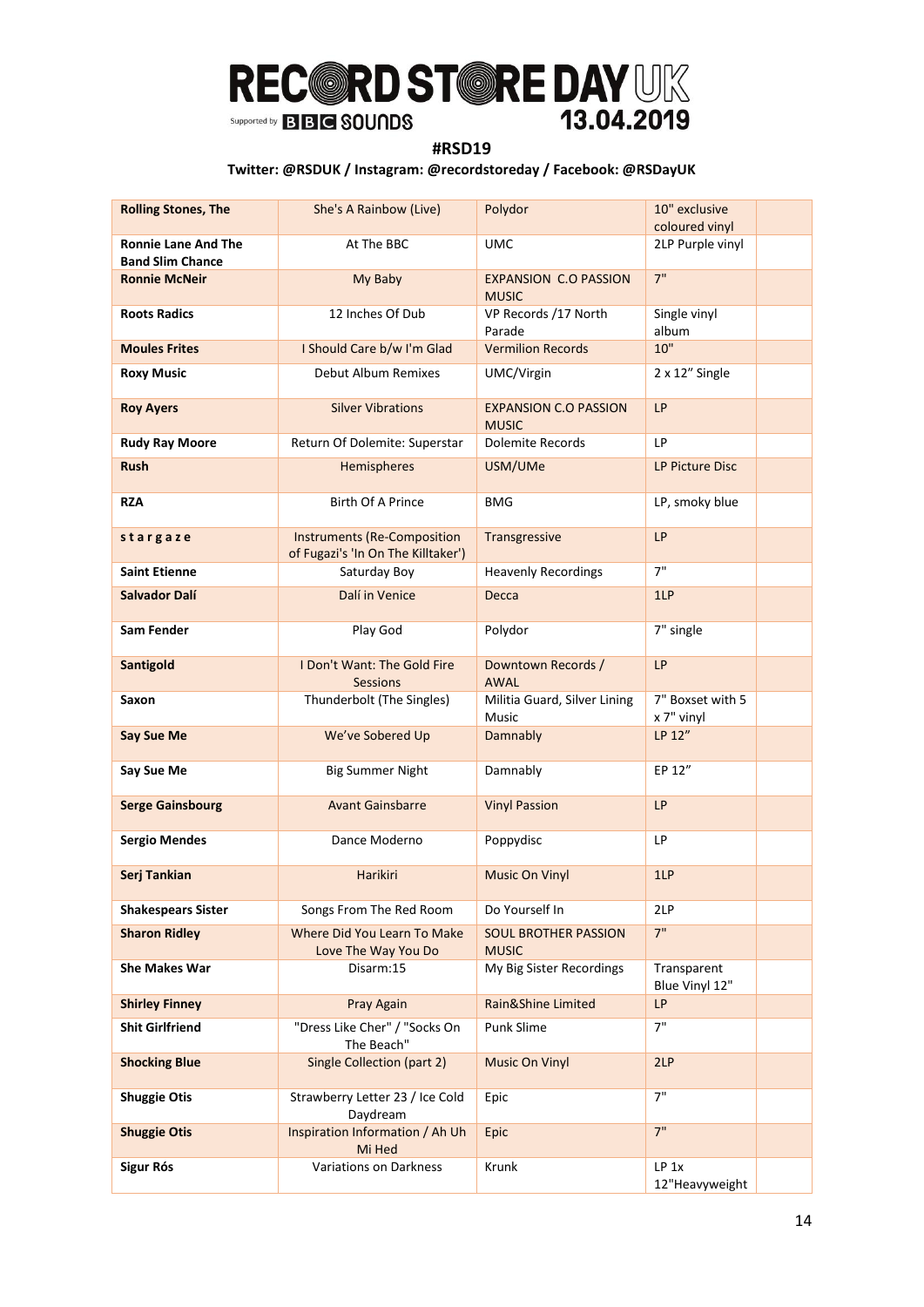# RECORD STORE DAY UK 13.04.2019

Supported by BBC SOUNDS

**#RSD19**

**Twitter: @RSDUK / Instagram: @recordstoreday / Facebook: @RSDayUK**

| | | | | |
|---|---|---|---|---|
| **Rolling Stones, The** | She's A Rainbow (Live) | Polydor | 10" exclusive coloured vinyl | |
| **Ronnie Lane And The Band Slim Chance** | At The BBC | UMC | 2LP Purple vinyl | |
| **Ronnie McNeir** | My Baby | EXPANSION C.O PASSION MUSIC | 7" | |
| **Roots Radics** | 12 Inches Of Dub | VP Records /17 North Parade | Single vinyl album | |
| **Moules Frites** | I Should Care b/w I'm Glad | Vermilion Records | 10" | |
| **Roxy Music** | Debut Album Remixes | UMC/Virgin | 2 x 12" Single | |
| **Roy Ayers** | Silver Vibrations | EXPANSION C.O PASSION MUSIC | LP | |
| **Rudy Ray Moore** | Return Of Dolemite: Superstar | Dolemite Records | LP | |
| **Rush** | Hemispheres | USM/UMe | LP Picture Disc | |
| **RZA** | Birth Of A Prince | BMG | LP, smoky blue | |
| **s t a r g a z e** | Instruments (Re-Composition of Fugazi's 'In On The Killtaker') | Transgressive | LP | |
| **Saint Etienne** | Saturday Boy | Heavenly Recordings | 7" | |
| **Salvador Dalí** | Dalí in Venice | Decca | 1LP | |
| **Sam Fender** | Play God | Polydor | 7" single | |
| **Santigold** | I Don't Want: The Gold Fire Sessions | Downtown Records / AWAL | LP | |
| **Saxon** | Thunderbolt (The Singles) | Militia Guard, Silver Lining Music | 7" Boxset with 5 x 7" vinyl | |
| **Say Sue Me** | We've Sobered Up | Damnably | LP 12" | |
| **Say Sue Me** | Big Summer Night | Damnably | EP 12" | |
| **Serge Gainsbourg** | Avant Gainsbarre | Vinyl Passion | LP | |
| **Sergio Mendes** | Dance Moderno | Poppydisc | LP | |
| **Serj Tankian** | Harikiri | Music On Vinyl | 1LP | |
| **Shakespears Sister** | Songs From The Red Room | Do Yourself In | 2LP | |
| **Sharon Ridley** | Where Did You Learn To Make Love The Way You Do | SOUL BROTHER PASSION MUSIC | 7" | |
| **She Makes War** | Disarm:15 | My Big Sister Recordings | Transparent Blue Vinyl 12" | |
| **Shirley Finney** | Pray Again | Rain&Shine Limited | LP | |
| **Shit Girlfriend** | "Dress Like Cher" / "Socks On The Beach" | Punk Slime | 7" | |
| **Shocking Blue** | Single Collection (part 2) | Music On Vinyl | 2LP | |
| **Shuggie Otis** | Strawberry Letter 23 / Ice Cold Daydream | Epic | 7" | |
| **Shuggie Otis** | Inspiration Information / Ah Uh Mi Hed | Epic | 7" | |
| **Sigur Rós** | Variations on Darkness | Krunk | LP 1x 12"Heavyweight | |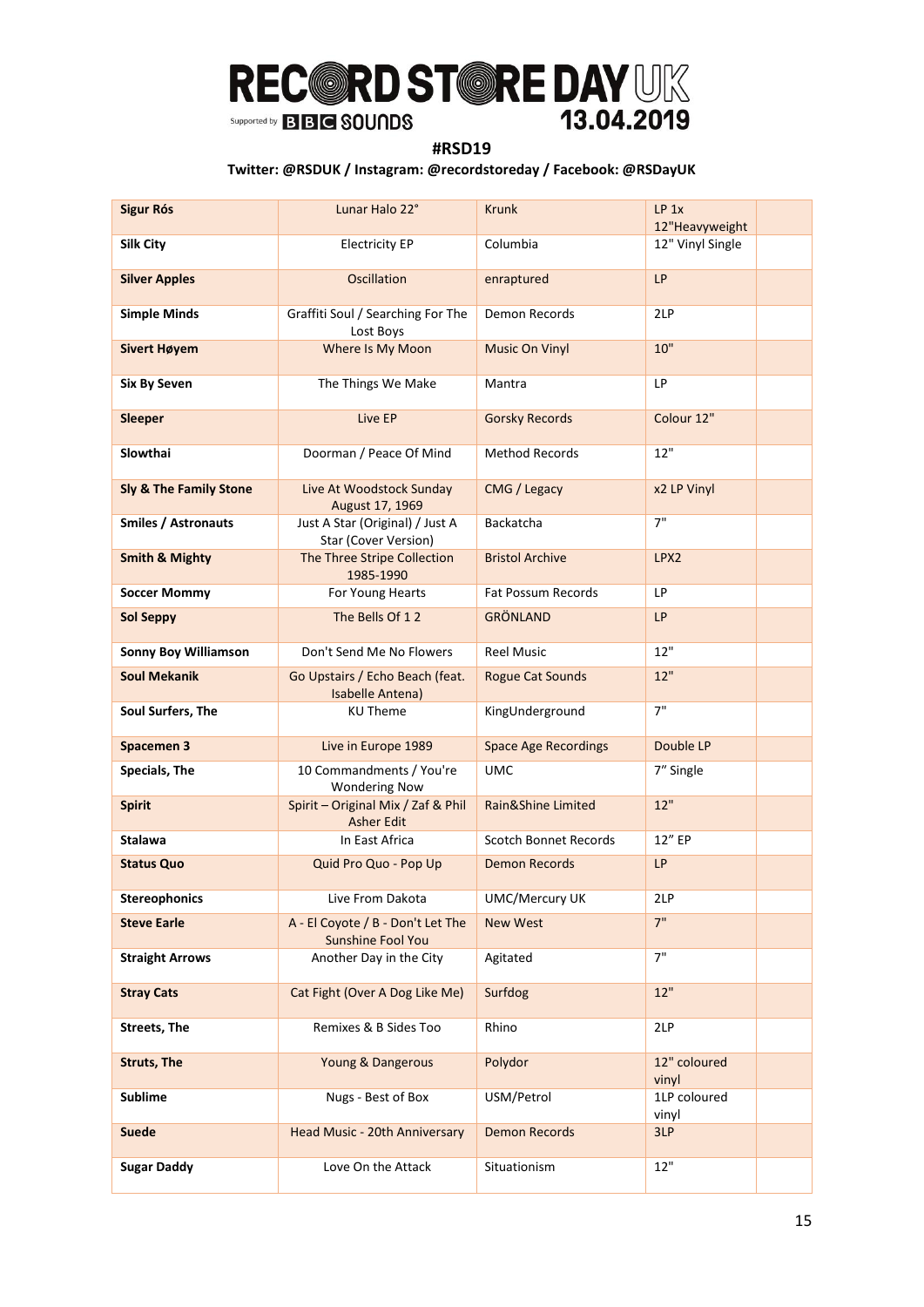# RECORD STORE DAY UK

Supported by BBC SOUNDS

13.04.2019

**#RSD19**

**Twitter: @RSDUK / Instagram: @recordstoreday / Facebook: @RSDayUK**

| | | | | |
|---|---|---|---|---|
| **Sigur Rós** | Lunar Halo 22° | Krunk | LP 1x 12"Heavyweight | |
| **Silk City** | Electricity EP | Columbia | 12" Vinyl Single | |
| **Silver Apples** | Oscillation | enraptured | LP | |
| **Simple Minds** | Graffiti Soul / Searching For The Lost Boys | Demon Records | 2LP | |
| **Sivert Høyem** | Where Is My Moon | Music On Vinyl | 10" | |
| **Six By Seven** | The Things We Make | Mantra | LP | |
| **Sleeper** | Live EP | Gorsky Records | Colour 12" | |
| **Slowthai** | Doorman / Peace Of Mind | Method Records | 12" | |
| **Sly & The Family Stone** | Live At Woodstock Sunday August 17, 1969 | CMG / Legacy | x2 LP Vinyl | |
| **Smiles / Astronauts** | Just A Star (Original) / Just A Star (Cover Version) | Backatcha | 7" | |
| **Smith & Mighty** | The Three Stripe Collection 1985-1990 | Bristol Archive | LPX2 | |
| **Soccer Mommy** | For Young Hearts | Fat Possum Records | LP | |
| **Sol Seppy** | The Bells Of 1 2 | GRÖNLAND | LP | |
| **Sonny Boy Williamson** | Don't Send Me No Flowers | Reel Music | 12" | |
| **Soul Mekanik** | Go Upstairs / Echo Beach (feat. Isabelle Antena) | Rogue Cat Sounds | 12" | |
| **Soul Surfers, The** | KU Theme | KingUnderground | 7" | |
| **Spacemen 3** | Live in Europe 1989 | Space Age Recordings | Double LP | |
| **Specials, The** | 10 Commandments / You're Wondering Now | UMC | 7" Single | |
| **Spirit** | Spirit – Original Mix / Zaf & Phil Asher Edit | Rain&Shine Limited | 12" | |
| **Stalawa** | In East Africa | Scotch Bonnet Records | 12" EP | |
| **Status Quo** | Quid Pro Quo - Pop Up | Demon Records | LP | |
| **Stereophonics** | Live From Dakota | UMC/Mercury UK | 2LP | |
| **Steve Earle** | A - El Coyote / B - Don't Let The Sunshine Fool You | New West | 7" | |
| **Straight Arrows** | Another Day in the City | Agitated | 7" | |
| **Stray Cats** | Cat Fight (Over A Dog Like Me) | Surfdog | 12" | |
| **Streets, The** | Remixes & B Sides Too | Rhino | 2LP | |
| **Struts, The** | Young & Dangerous | Polydor | 12" coloured vinyl | |
| **Sublime** | Nugs - Best of Box | USM/Petrol | 1LP coloured vinyl | |
| **Suede** | Head Music - 20th Anniversary | Demon Records | 3LP | |
| **Sugar Daddy** | Love On the Attack | Situationism | 12" | |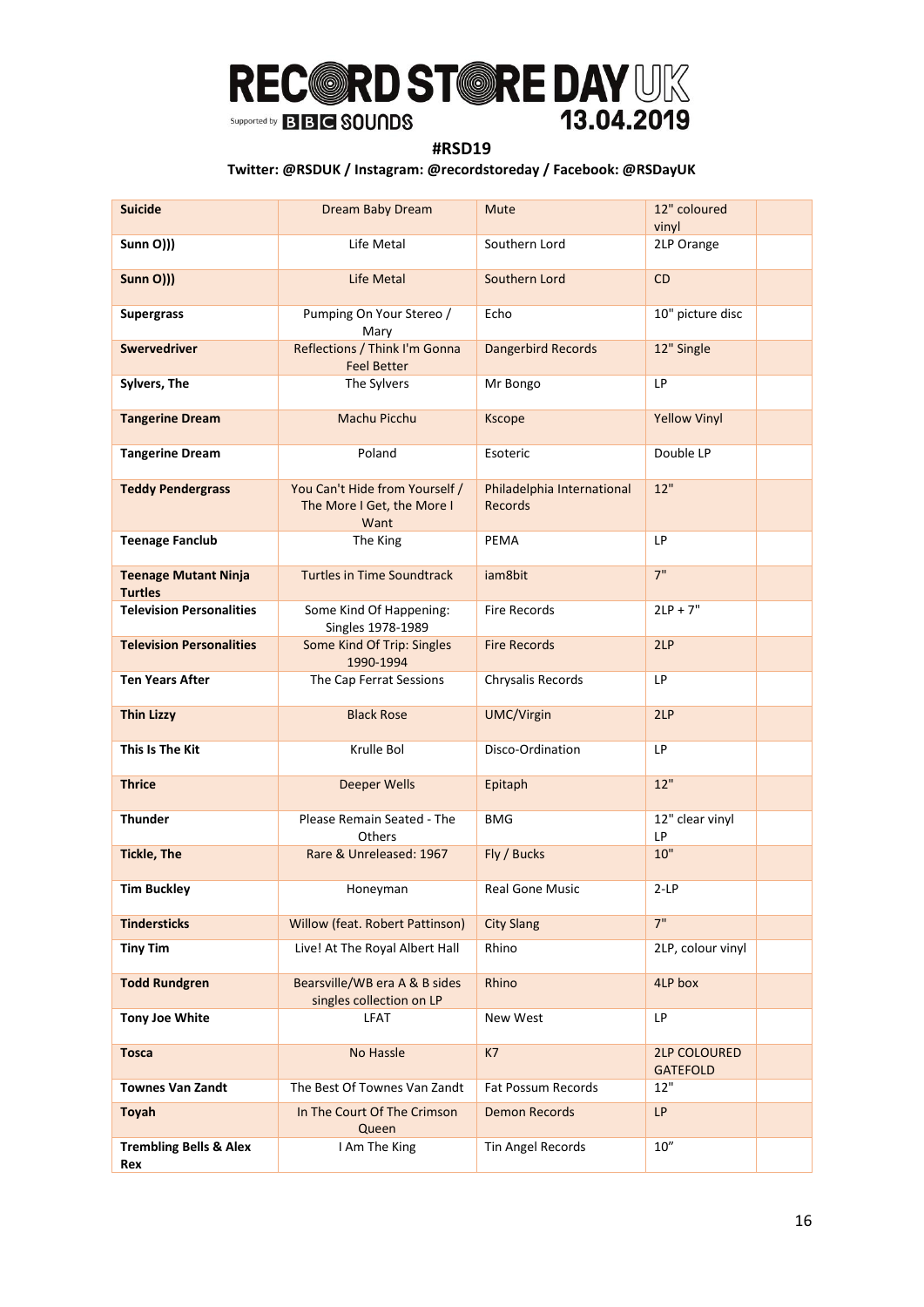# RECORD STORE DAY UK 13.04.2019

Supported by BBC SOUNDS

**#RSD19**

**Twitter: @RSDUK / Instagram: @recordstoreday / Facebook: @RSDayUK**

| | | | | |
|---|---|---|---|---|
| **Suicide** | Dream Baby Dream | Mute | 12" coloured vinyl | |
| **Sunn O)))** | Life Metal | Southern Lord | 2LP Orange | |
| **Sunn O)))** | Life Metal | Southern Lord | CD | |
| **Supergrass** | Pumping On Your Stereo / Mary | Echo | 10" picture disc | |
| **Swervedriver** | Reflections / Think I'm Gonna Feel Better | Dangerbird Records | 12" Single | |
| **Sylvers, The** | The Sylvers | Mr Bongo | LP | |
| **Tangerine Dream** | Machu Picchu | Kscope | Yellow Vinyl | |
| **Tangerine Dream** | Poland | Esoteric | Double LP | |
| **Teddy Pendergrass** | You Can't Hide from Yourself / The More I Get, the More I Want | Philadelphia International Records | 12" | |
| **Teenage Fanclub** | The King | PEMA | LP | |
| **Teenage Mutant Ninja Turtles** | Turtles in Time Soundtrack | iam8bit | 7" | |
| **Television Personalities** | Some Kind Of Happening: Singles 1978-1989 | Fire Records | 2LP + 7" | |
| **Television Personalities** | Some Kind Of Trip: Singles 1990-1994 | Fire Records | 2LP | |
| **Ten Years After** | The Cap Ferrat Sessions | Chrysalis Records | LP | |
| **Thin Lizzy** | Black Rose | UMC/Virgin | 2LP | |
| **This Is The Kit** | Krulle Bol | Disco-Ordination | LP | |
| **Thrice** | Deeper Wells | Epitaph | 12" | |
| **Thunder** | Please Remain Seated - The Others | BMG | 12" clear vinyl LP | |
| **Tickle, The** | Rare & Unreleased: 1967 | Fly / Bucks | 10" | |
| **Tim Buckley** | Honeyman | Real Gone Music | 2-LP | |
| **Tindersticks** | Willow (feat. Robert Pattinson) | City Slang | 7" | |
| **Tiny Tim** | Live! At The Royal Albert Hall | Rhino | 2LP, colour vinyl | |
| **Todd Rundgren** | Bearsville/WB era A & B sides singles collection on LP | Rhino | 4LP box | |
| **Tony Joe White** | LFAT | New West | LP | |
| **Tosca** | No Hassle | K7 | 2LP COLOURED GATEFOLD | |
| **Townes Van Zandt** | The Best Of Townes Van Zandt | Fat Possum Records | 12" | |
| **Toyah** | In The Court Of The Crimson Queen | Demon Records | LP | |
| **Trembling Bells & Alex Rex** | I Am The King | Tin Angel Records | 10" | |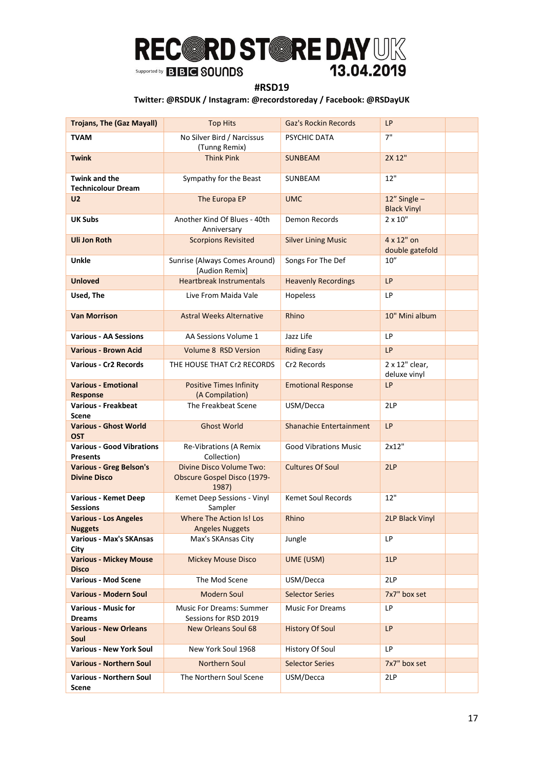**RECORD STORE DAY UK**

Supported by BBC SOUNDS

**13.04.2019**

**#RSD19**

**Twitter: @RSDUK / Instagram: @recordstoreday / Facebook: @RSDayUK**

| | | | | |
|---|---|---|---|---|
| **Trojans, The (Gaz Mayall)** | Top Hits | Gaz's Rockin Records | LP | |
| **TVAM** | No Silver Bird / Narcissus (Tunng Remix) | PSYCHIC DATA | 7" | |
| **Twink** | Think Pink | SUNBEAM | 2X 12" | |
| **Twink and the Technicolour Dream** | Sympathy for the Beast | SUNBEAM | 12" | |
| **U2** | The Europa EP | UMC | 12" Single – Black Vinyl | |
| **UK Subs** | Another Kind Of Blues - 40th Anniversary | Demon Records | 2 x 10" | |
| **Uli Jon Roth** | Scorpions Revisited | Silver Lining Music | 4 x 12" on double gatefold | |
| **Unkle** | Sunrise (Always Comes Around) [Audion Remix] | Songs For The Def | 10" | |
| **Unloved** | Heartbreak Instrumentals | Heavenly Recordings | LP | |
| **Used, The** | Live From Maida Vale | Hopeless | LP | |
| **Van Morrison** | Astral Weeks Alternative | Rhino | 10" Mini album | |
| **Various - AA Sessions** | AA Sessions Volume 1 | Jazz Life | LP | |
| **Various - Brown Acid** | Volume 8 RSD Version | Riding Easy | LP | |
| **Various - Cr2 Records** | THE HOUSE THAT Cr2 RECORDS | Cr2 Records | 2 x 12" clear, deluxe vinyl | |
| **Various - Emotional Response** | Positive Times Infinity (A Compilation) | Emotional Response | LP | |
| **Various - Freakbeat Scene** | The Freakbeat Scene | USM/Decca | 2LP | |
| **Various - Ghost World OST** | Ghost World | Shanachie Entertainment | LP | |
| **Various - Good Vibrations Presents** | Re-Vibrations (A Remix Collection) | Good Vibrations Music | 2x12" | |
| **Various - Greg Belson's Divine Disco** | Divine Disco Volume Two: Obscure Gospel Disco (1979-1987) | Cultures Of Soul | 2LP | |
| **Various - Kemet Deep Sessions** | Kemet Deep Sessions - Vinyl Sampler | Kemet Soul Records | 12" | |
| **Various - Los Angeles Nuggets** | Where The Action Is! Los Angeles Nuggets | Rhino | 2LP Black Vinyl | |
| **Various - Max's SKAnsas City** | Max's SKAnsas City | Jungle | LP | |
| **Various - Mickey Mouse Disco** | Mickey Mouse Disco | UME (USM) | 1LP | |
| **Various - Mod Scene** | The Mod Scene | USM/Decca | 2LP | |
| **Various - Modern Soul** | Modern Soul | Selector Series | 7x7" box set | |
| **Various - Music for Dreams** | Music For Dreams: Summer Sessions for RSD 2019 | Music For Dreams | LP | |
| **Various - New Orleans Soul** | New Orleans Soul 68 | History Of Soul | LP | |
| **Various - New York Soul** | New York Soul 1968 | History Of Soul | LP | |
| **Various - Northern Soul** | Northern Soul | Selector Series | 7x7" box set | |
| **Various - Northern Soul Scene** | The Northern Soul Scene | USM/Decca | 2LP | |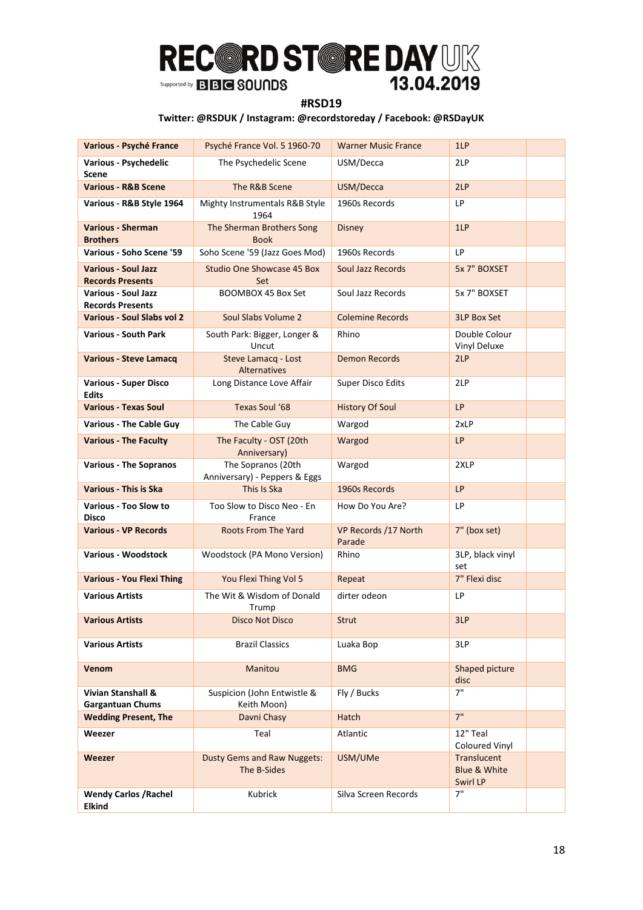# RECORD STORE DAY UK

Supported by BBC SOUNDS

13.04.2019

**#RSD19**

**Twitter: @RSDUK / Instagram: @recordstoreday / Facebook: @RSDayUK**

| | | | | |
|---|---|---|---|---|
| **Various - Psyché France** | Psyché France Vol. 5 1960-70 | Warner Music France | 1LP | |
| **Various - Psychedelic Scene** | The Psychedelic Scene | USM/Decca | 2LP | |
| **Various - R&B Scene** | The R&B Scene | USM/Decca | 2LP | |
| **Various - R&B Style 1964** | Mighty Instrumentals R&B Style 1964 | 1960s Records | LP | |
| **Various - Sherman Brothers** | The Sherman Brothers Song Book | Disney | 1LP | |
| **Various - Soho Scene '59** | Soho Scene '59 (Jazz Goes Mod) | 1960s Records | LP | |
| **Various - Soul Jazz Records Presents** | Studio One Showcase 45 Box Set | Soul Jazz Records | 5x 7" BOXSET | |
| **Various - Soul Jazz Records Presents** | BOOMBOX 45 Box Set | Soul Jazz Records | 5x 7" BOXSET | |
| **Various - Soul Slabs vol 2** | Soul Slabs Volume 2 | Colemine Records | 3LP Box Set | |
| **Various - South Park** | South Park: Bigger, Longer & Uncut | Rhino | Double Colour Vinyl Deluxe | |
| **Various - Steve Lamacq** | Steve Lamacq - Lost Alternatives | Demon Records | 2LP | |
| **Various - Super Disco Edits** | Long Distance Love Affair | Super Disco Edits | 2LP | |
| **Various - Texas Soul** | Texas Soul '68 | History Of Soul | LP | |
| **Various - The Cable Guy** | The Cable Guy | Wargod | 2xLP | |
| **Various - The Faculty** | The Faculty - OST (20th Anniversary) | Wargod | LP | |
| **Various - The Sopranos** | The Sopranos (20th Anniversary) - Peppers & Eggs | Wargod | 2XLP | |
| **Various - This is Ska** | This Is Ska | 1960s Records | LP | |
| **Various - Too Slow to Disco** | Too Slow to Disco Neo - En France | How Do You Are? | LP | |
| **Various - VP Records** | Roots From The Yard | VP Records /17 North Parade | 7" (box set) | |
| **Various - Woodstock** | Woodstock (PA Mono Version) | Rhino | 3LP, black vinyl set | |
| **Various - You Flexi Thing** | You Flexi Thing Vol 5 | Repeat | 7" Flexi disc | |
| **Various Artists** | The Wit & Wisdom of Donald Trump | dirter odeon | LP | |
| **Various Artists** | Disco Not Disco | Strut | 3LP | |
| **Various Artists** | Brazil Classics | Luaka Bop | 3LP | |
| **Venom** | Manitou | BMG | Shaped picture disc | |
| **Vivian Stanshall & Gargantuan Chums** | Suspicion (John Entwistle & Keith Moon) | Fly / Bucks | 7" | |
| **Wedding Present, The** | Davni Chasy | Hatch | 7" | |
| **Weezer** | Teal | Atlantic | 12" Teal Coloured Vinyl | |
| **Weezer** | Dusty Gems and Raw Nuggets: The B-Sides | USM/UMe | Translucent Blue & White Swirl LP | |
| **Wendy Carlos /Rachel Elkind** | Kubrick | Silva Screen Records | 7" | |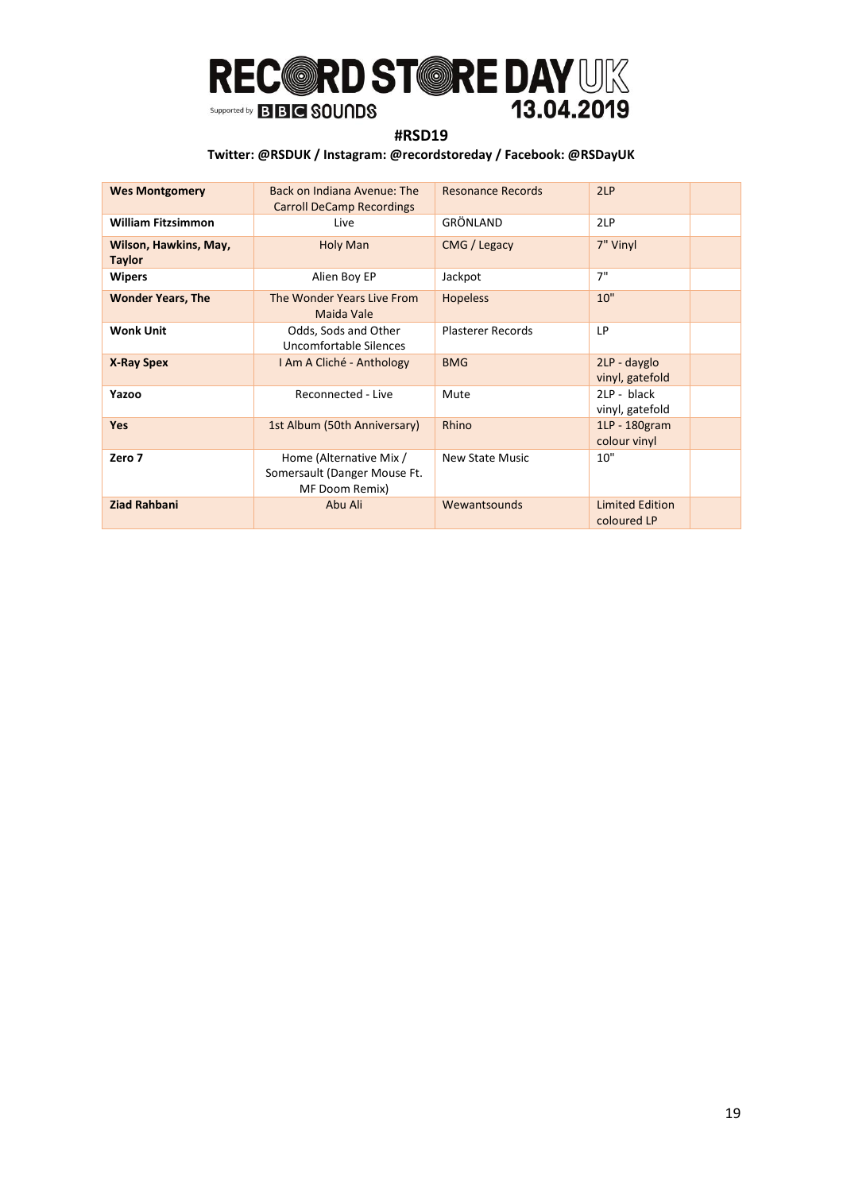#RSD19

**Twitter: @RSDUK / Instagram: @recordstoreday / Facebook: @RSDayUK**

| | | | | |
|---|---|---|---|---|
| **Wes Montgomery** | Back on Indiana Avenue: The Carroll DeCamp Recordings | Resonance Records | 2LP | |
| **William Fitzsimmon** | Live | GRÖNLAND | 2LP | |
| **Wilson, Hawkins, May, Taylor** | Holy Man | CMG / Legacy | 7" Vinyl | |
| **Wipers** | Alien Boy EP | Jackpot | 7" | |
| **Wonder Years, The** | The Wonder Years Live From Maida Vale | Hopeless | 10" | |
| **Wonk Unit** | Odds, Sods and Other Uncomfortable Silences | Plasterer Records | LP | |
| **X-Ray Spex** | I Am A Cliché - Anthology | BMG | 2LP - dayglo vinyl, gatefold | |
| **Yazoo** | Reconnected - Live | Mute | 2LP - black vinyl, gatefold | |
| **Yes** | 1st Album (50th Anniversary) | Rhino | 1LP - 180gram colour vinyl | |
| **Zero 7** | Home (Alternative Mix / Somersault (Danger Mouse Ft. MF Doom Remix) | New State Music | 10" | |
| **Ziad Rahbani** | Abu Ali | Wewantsounds | Limited Edition coloured LP | |